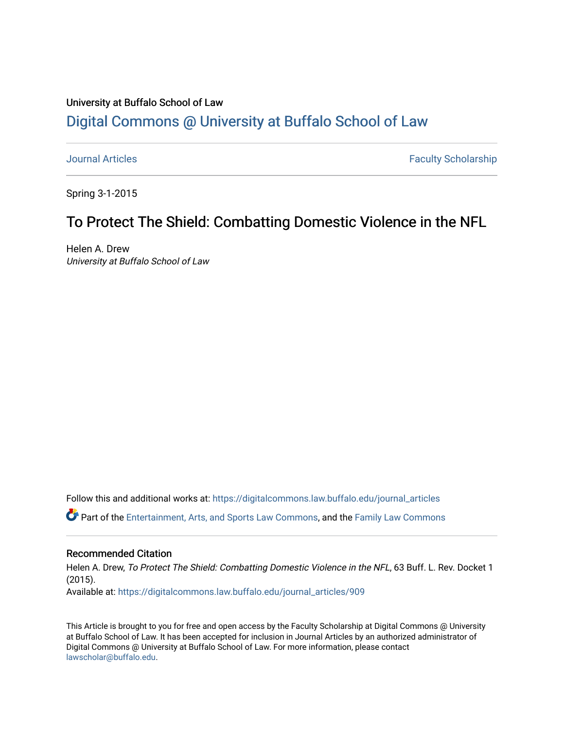University at Buffalo School of Law

# Digital Commons @ University at Buffalo School of Law

Journal Articles | Faculty Scholarship

Spring 3-1-2015

## To Protect The Shield: Combatting Domestic Violence in the NFL

Helen A. Drew
*University at Buffalo School of Law*

Follow this and additional works at: https://digitalcommons.law.buffalo.edu/journal_articles

Part of the Entertainment, Arts, and Sports Law Commons, and the Family Law Commons

### Recommended Citation

Helen A. Drew, *To Protect The Shield: Combatting Domestic Violence in the NFL*, 63 Buff. L. Rev. Docket 1 (2015).
Available at: https://digitalcommons.law.buffalo.edu/journal_articles/909

This Article is brought to you for free and open access by the Faculty Scholarship at Digital Commons @ University at Buffalo School of Law. It has been accepted for inclusion in Journal Articles by an authorized administrator of Digital Commons @ University at Buffalo School of Law. For more information, please contact lawscholar@buffalo.edu.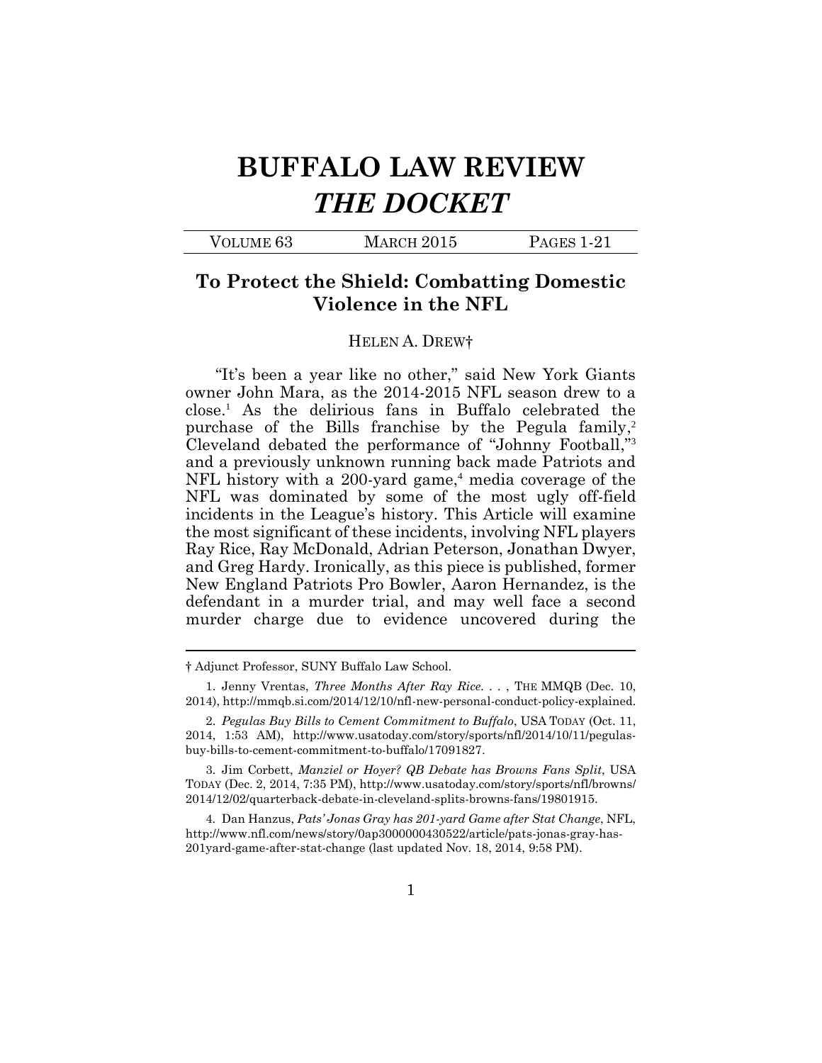# BUFFALO LAW REVIEW
# *THE DOCKET*

| VOLUME 63 | MARCH 2015 | PAGES 1-21 |
|---|---|---|

## To Protect the Shield: Combatting Domestic Violence in the NFL

HELEN A. DREW†

"It's been a year like no other," said New York Giants owner John Mara, as the 2014-2015 NFL season drew to a close.[1] As the delirious fans in Buffalo celebrated the purchase of the Bills franchise by the Pegula family,[2] Cleveland debated the performance of "Johnny Football,"[3] and a previously unknown running back made Patriots and NFL history with a 200-yard game,[4] media coverage of the NFL was dominated by some of the most ugly off-field incidents in the League's history. This Article will examine the most significant of these incidents, involving NFL players Ray Rice, Ray McDonald, Adrian Peterson, Jonathan Dwyer, and Greg Hardy. Ironically, as this piece is published, former New England Patriots Pro Bowler, Aaron Hernandez, is the defendant in a murder trial, and may well face a second murder charge due to evidence uncovered during the

---

† Adjunct Professor, SUNY Buffalo Law School.

1. Jenny Vrentas, *Three Months After Ray Rice. . .* , THE MMQB (Dec. 10, 2014), http://mmqb.si.com/2014/12/10/nfl-new-personal-conduct-policy-explained.

2. *Pegulas Buy Bills to Cement Commitment to Buffalo*, USA TODAY (Oct. 11, 2014, 1:53 AM), http://www.usatoday.com/story/sports/nfl/2014/10/11/pegulas-buy-bills-to-cement-commitment-to-buffalo/17091827.

3. Jim Corbett, *Manziel or Hoyer? QB Debate has Browns Fans Split*, USA TODAY (Dec. 2, 2014, 7:35 PM), http://www.usatoday.com/story/sports/nfl/browns/2014/12/02/quarterback-debate-in-cleveland-splits-browns-fans/19801915.

4. Dan Hanzus, *Pats' Jonas Gray has 201-yard Game after Stat Change*, NFL, http://www.nfl.com/news/story/0ap3000000430522/article/pats-jonas-gray-has-201yard-game-after-stat-change (last updated Nov. 18, 2014, 9:58 PM).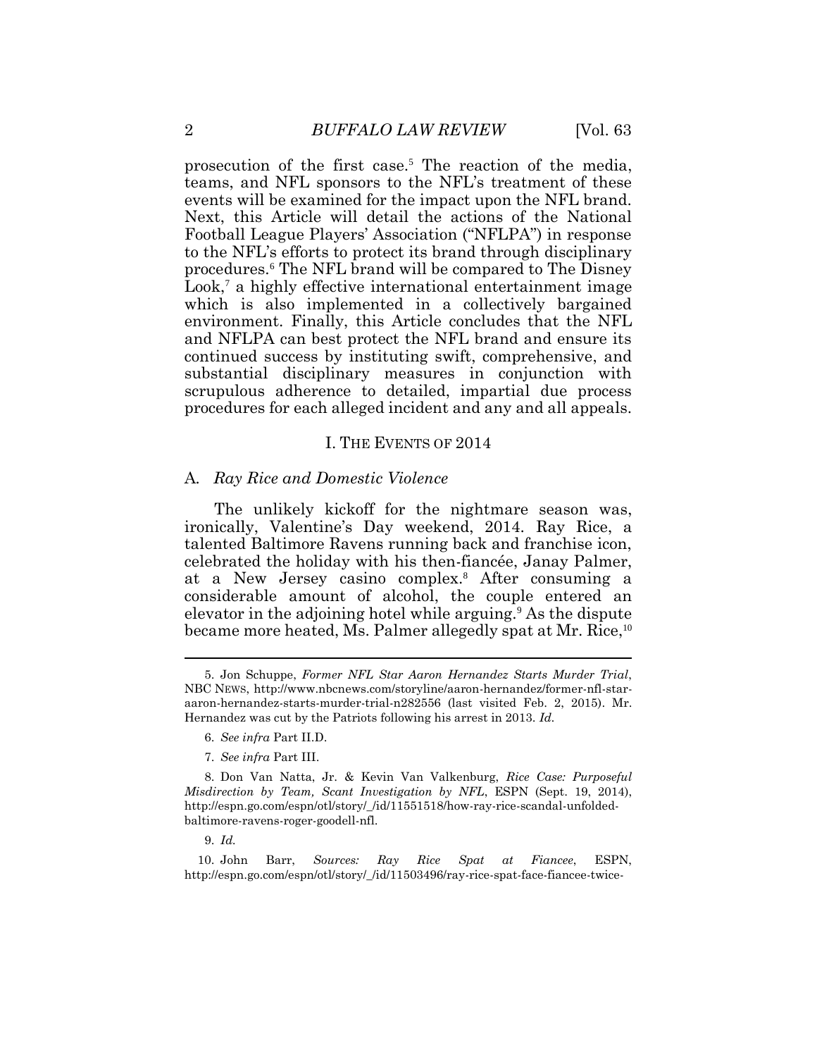prosecution of the first case.[5] The reaction of the media, teams, and NFL sponsors to the NFL's treatment of these events will be examined for the impact upon the NFL brand. Next, this Article will detail the actions of the National Football League Players' Association ("NFLPA") in response to the NFL's efforts to protect its brand through disciplinary procedures.[6] The NFL brand will be compared to The Disney Look,[7] a highly effective international entertainment image which is also implemented in a collectively bargained environment. Finally, this Article concludes that the NFL and NFLPA can best protect the NFL brand and ensure its continued success by instituting swift, comprehensive, and substantial disciplinary measures in conjunction with scrupulous adherence to detailed, impartial due process procedures for each alleged incident and any and all appeals.

## I. THE EVENTS OF 2014

### A. *Ray Rice and Domestic Violence*

The unlikely kickoff for the nightmare season was, ironically, Valentine's Day weekend, 2014. Ray Rice, a talented Baltimore Ravens running back and franchise icon, celebrated the holiday with his then-fiancée, Janay Palmer, at a New Jersey casino complex.[8] After consuming a considerable amount of alcohol, the couple entered an elevator in the adjoining hotel while arguing.[9] As the dispute became more heated, Ms. Palmer allegedly spat at Mr. Rice,[10]

---

5. Jon Schuppe, *Former NFL Star Aaron Hernandez Starts Murder Trial*, NBC NEWS, http://www.nbcnews.com/storyline/aaron-hernandez/former-nfl-star-aaron-hernandez-starts-murder-trial-n282556 (last visited Feb. 2, 2015). Mr. Hernandez was cut by the Patriots following his arrest in 2013. *Id.*

6. *See infra* Part II.D.

7. *See infra* Part III.

8. Don Van Natta, Jr. & Kevin Van Valkenburg, *Rice Case: Purposeful Misdirection by Team, Scant Investigation by NFL*, ESPN (Sept. 19, 2014), http://espn.go.com/espn/otl/story/_/id/11551518/how-ray-rice-scandal-unfolded-baltimore-ravens-roger-goodell-nfl.

9. *Id.*

10. John Barr, *Sources: Ray Rice Spat at Fiancee*, ESPN, http://espn.go.com/espn/otl/story/_/id/11503496/ray-rice-spat-face-fiancee-twice-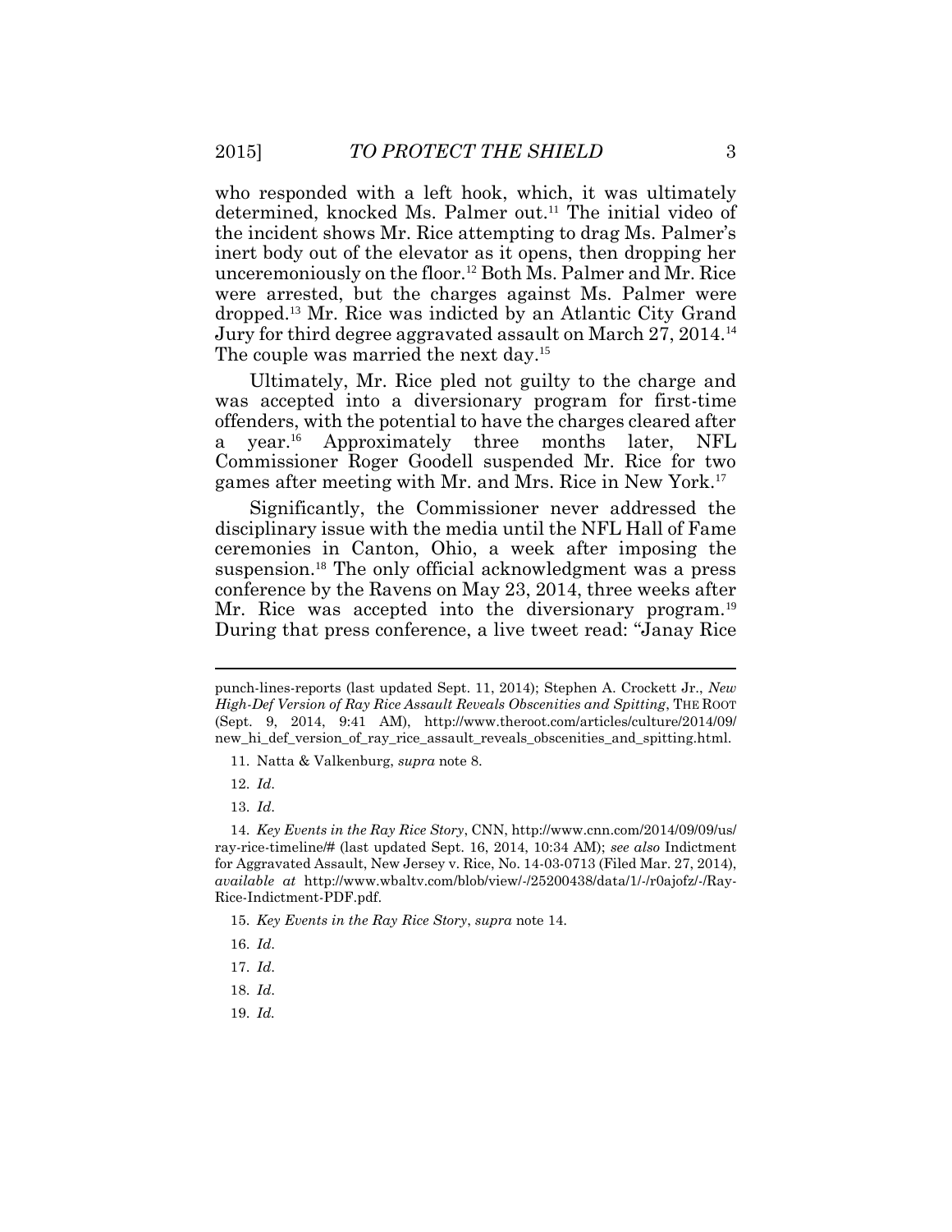who responded with a left hook, which, it was ultimately determined, knocked Ms. Palmer out.[11] The initial video of the incident shows Mr. Rice attempting to drag Ms. Palmer's inert body out of the elevator as it opens, then dropping her unceremoniously on the floor.[12] Both Ms. Palmer and Mr. Rice were arrested, but the charges against Ms. Palmer were dropped.[13] Mr. Rice was indicted by an Atlantic City Grand Jury for third degree aggravated assault on March 27, 2014.[14] The couple was married the next day.[15]

Ultimately, Mr. Rice pled not guilty to the charge and was accepted into a diversionary program for first-time offenders, with the potential to have the charges cleared after a year.[16] Approximately three months later, NFL Commissioner Roger Goodell suspended Mr. Rice for two games after meeting with Mr. and Mrs. Rice in New York.[17]

Significantly, the Commissioner never addressed the disciplinary issue with the media until the NFL Hall of Fame ceremonies in Canton, Ohio, a week after imposing the suspension.[18] The only official acknowledgment was a press conference by the Ravens on May 23, 2014, three weeks after Mr. Rice was accepted into the diversionary program.[19] During that press conference, a live tweet read: "Janay Rice

---

punch-lines-reports (last updated Sept. 11, 2014); Stephen A. Crockett Jr., *New High-Def Version of Ray Rice Assault Reveals Obscenities and Spitting*, THE ROOT (Sept. 9, 2014, 9:41 AM), http://www.theroot.com/articles/culture/2014/09/new_hi_def_version_of_ray_rice_assault_reveals_obscenities_and_spitting.html.

11. Natta & Valkenburg, *supra* note 8.

12. *Id*.

13. *Id*.

14. *Key Events in the Ray Rice Story*, CNN, http://www.cnn.com/2014/09/09/us/ray-rice-timeline/# (last updated Sept. 16, 2014, 10:34 AM); *see also* Indictment for Aggravated Assault, New Jersey v. Rice, No. 14-03-0713 (Filed Mar. 27, 2014), *available at* http://www.wbaltv.com/blob/view/-/25200438/data/1/-/r0ajofz/-/Ray-Rice-Indictment-PDF.pdf.

15. *Key Events in the Ray Rice Story*, *supra* note 14.

16. *Id*.

17. *Id*.

18. *Id*.

19. *Id.*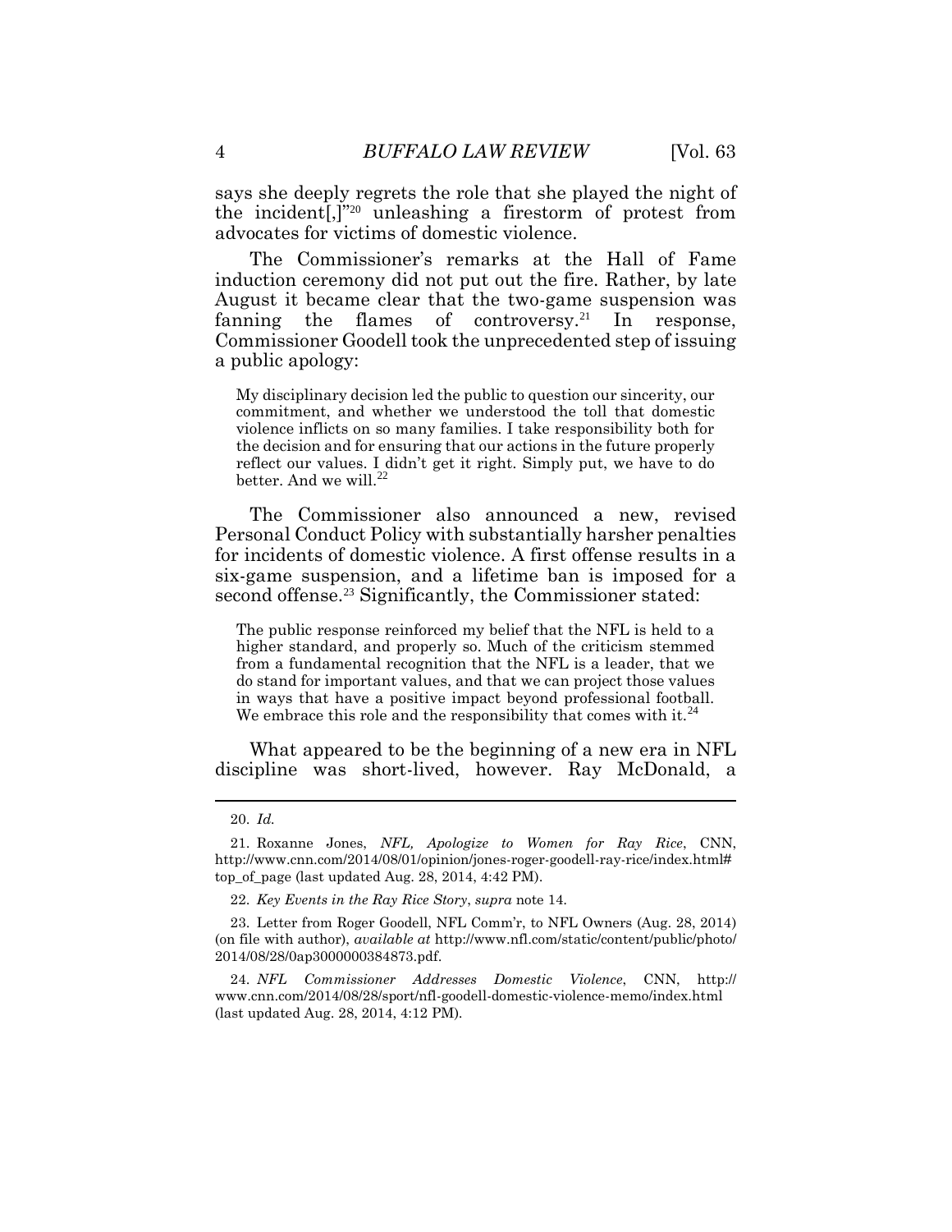says she deeply regrets the role that she played the night of the incident[,]"[20] unleashing a firestorm of protest from advocates for victims of domestic violence.

The Commissioner's remarks at the Hall of Fame induction ceremony did not put out the fire. Rather, by late August it became clear that the two-game suspension was fanning the flames of controversy.[21] In response, Commissioner Goodell took the unprecedented step of issuing a public apology:

> My disciplinary decision led the public to question our sincerity, our commitment, and whether we understood the toll that domestic violence inflicts on so many families. I take responsibility both for the decision and for ensuring that our actions in the future properly reflect our values. I didn't get it right. Simply put, we have to do better. And we will.[22]

The Commissioner also announced a new, revised Personal Conduct Policy with substantially harsher penalties for incidents of domestic violence. A first offense results in a six-game suspension, and a lifetime ban is imposed for a second offense.[23] Significantly, the Commissioner stated:

> The public response reinforced my belief that the NFL is held to a higher standard, and properly so. Much of the criticism stemmed from a fundamental recognition that the NFL is a leader, that we do stand for important values, and that we can project those values in ways that have a positive impact beyond professional football. We embrace this role and the responsibility that comes with it.[24]

What appeared to be the beginning of a new era in NFL discipline was short-lived, however. Ray McDonald, a

---

20. *Id.*

21. Roxanne Jones, *NFL, Apologize to Women for Ray Rice*, CNN, http://www.cnn.com/2014/08/01/opinion/jones-roger-goodell-ray-rice/index.html#top_of_page (last updated Aug. 28, 2014, 4:42 PM).

22. *Key Events in the Ray Rice Story*, *supra* note 14.

23. Letter from Roger Goodell, NFL Comm'r, to NFL Owners (Aug. 28, 2014) (on file with author), *available at* http://www.nfl.com/static/content/public/photo/2014/08/28/0ap3000000384873.pdf.

24. *NFL Commissioner Addresses Domestic Violence*, CNN, http://www.cnn.com/2014/08/28/sport/nfl-goodell-domestic-violence-memo/index.html (last updated Aug. 28, 2014, 4:12 PM).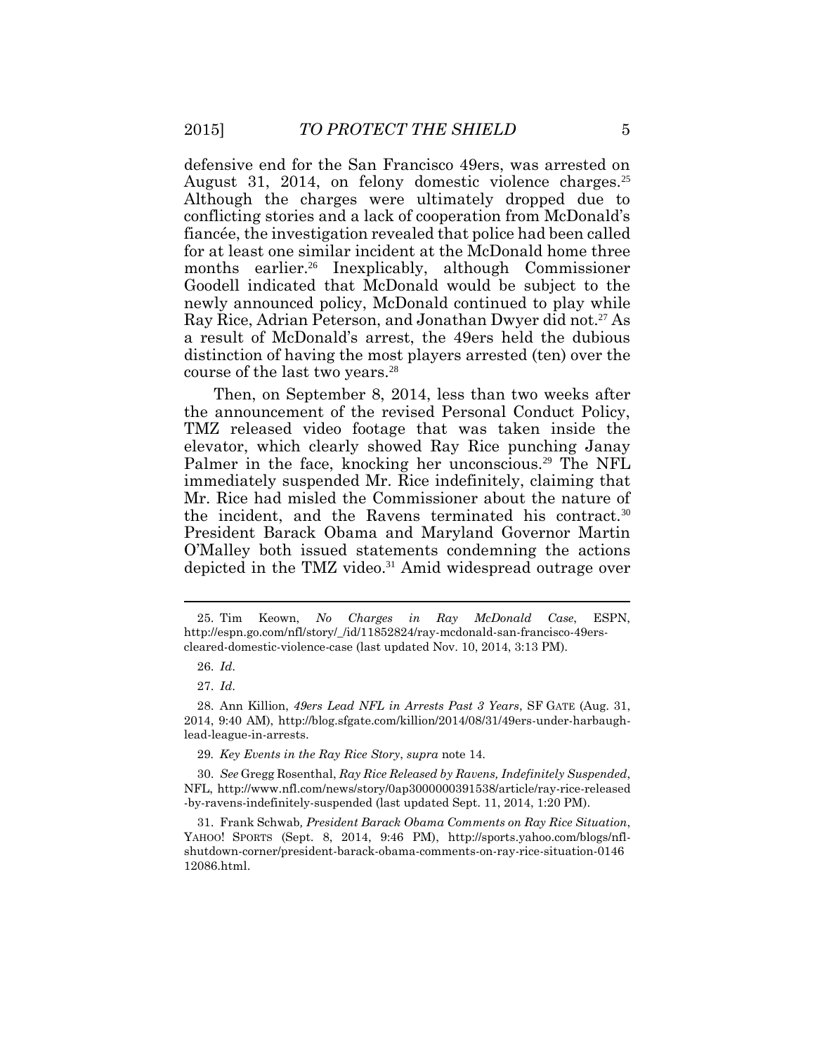defensive end for the San Francisco 49ers, was arrested on August 31, 2014, on felony domestic violence charges.[25] Although the charges were ultimately dropped due to conflicting stories and a lack of cooperation from McDonald's fiancée, the investigation revealed that police had been called for at least one similar incident at the McDonald home three months earlier.[26] Inexplicably, although Commissioner Goodell indicated that McDonald would be subject to the newly announced policy, McDonald continued to play while Ray Rice, Adrian Peterson, and Jonathan Dwyer did not.[27] As a result of McDonald's arrest, the 49ers held the dubious distinction of having the most players arrested (ten) over the course of the last two years.[28]

Then, on September 8, 2014, less than two weeks after the announcement of the revised Personal Conduct Policy, TMZ released video footage that was taken inside the elevator, which clearly showed Ray Rice punching Janay Palmer in the face, knocking her unconscious.[29] The NFL immediately suspended Mr. Rice indefinitely, claiming that Mr. Rice had misled the Commissioner about the nature of the incident, and the Ravens terminated his contract.[30] President Barack Obama and Maryland Governor Martin O'Malley both issued statements condemning the actions depicted in the TMZ video.[31] Amid widespread outrage over

---

25. Tim Keown, *No Charges in Ray McDonald Case*, ESPN, http://espn.go.com/nfl/story/_/id/11852824/ray-mcdonald-san-francisco-49ers-cleared-domestic-violence-case (last updated Nov. 10, 2014, 3:13 PM).

26. *Id.*

27. *Id.*

28. Ann Killion, *49ers Lead NFL in Arrests Past 3 Years*, SF GATE (Aug. 31, 2014, 9:40 AM), http://blog.sfgate.com/killion/2014/08/31/49ers-under-harbaugh-lead-league-in-arrests.

29. *Key Events in the Ray Rice Story*, *supra* note 14.

30. *See* Gregg Rosenthal, *Ray Rice Released by Ravens, Indefinitely Suspended*, NFL, http://www.nfl.com/news/story/0ap3000000391538/article/ray-rice-released-by-ravens-indefinitely-suspended (last updated Sept. 11, 2014, 1:20 PM).

31. Frank Schwab, *President Barack Obama Comments on Ray Rice Situation*, YAHOO! SPORTS (Sept. 8, 2014, 9:46 PM), http://sports.yahoo.com/blogs/nfl-shutdown-corner/president-barack-obama-comments-on-ray-rice-situation-014612086.html.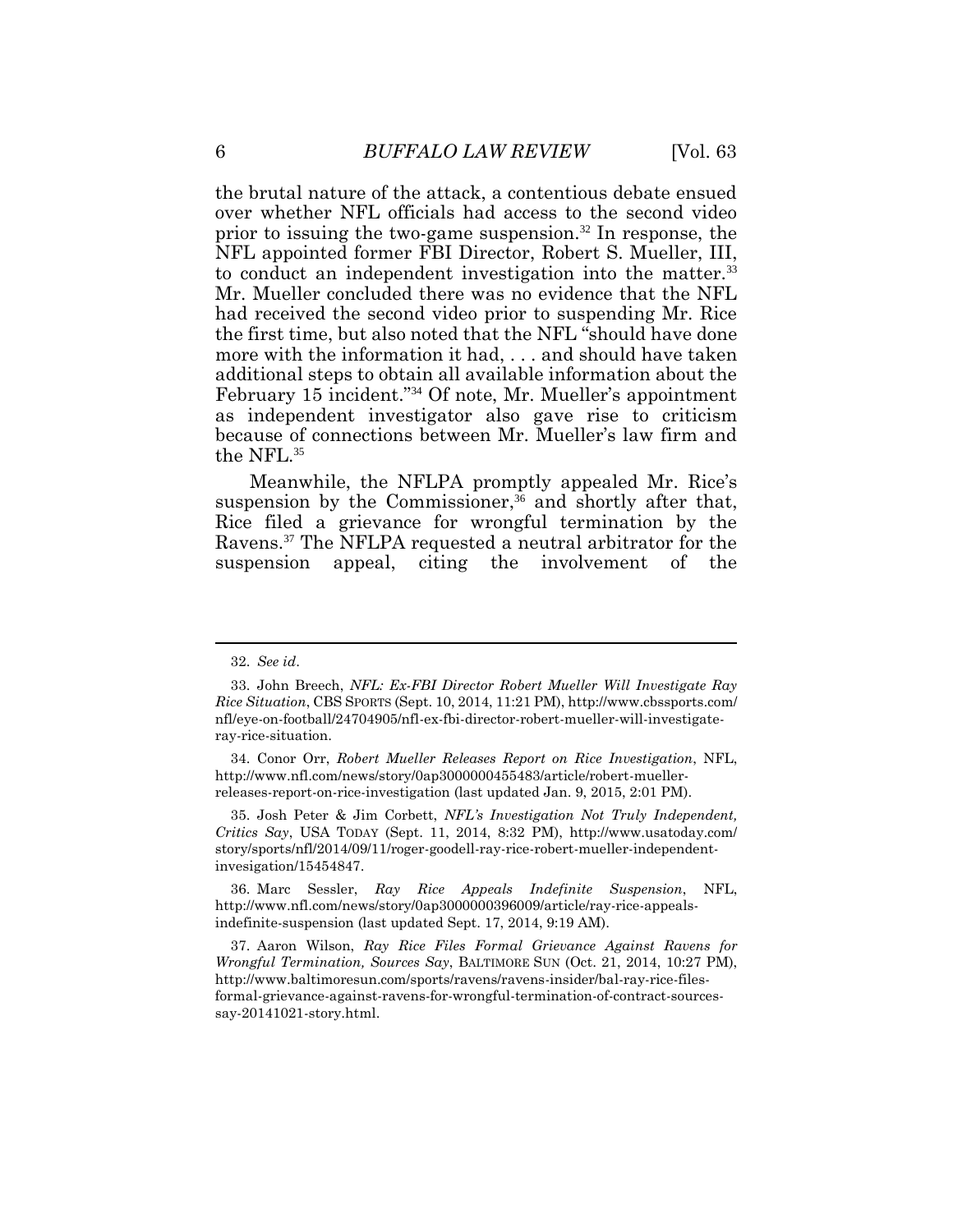the brutal nature of the attack, a contentious debate ensued over whether NFL officials had access to the second video prior to issuing the two-game suspension.[32] In response, the NFL appointed former FBI Director, Robert S. Mueller, III, to conduct an independent investigation into the matter.[33] Mr. Mueller concluded there was no evidence that the NFL had received the second video prior to suspending Mr. Rice the first time, but also noted that the NFL "should have done more with the information it had, . . . and should have taken additional steps to obtain all available information about the February 15 incident."[34] Of note, Mr. Mueller's appointment as independent investigator also gave rise to criticism because of connections between Mr. Mueller's law firm and the NFL.[35]

Meanwhile, the NFLPA promptly appealed Mr. Rice's suspension by the Commissioner,[36] and shortly after that, Rice filed a grievance for wrongful termination by the Ravens.[37] The NFLPA requested a neutral arbitrator for the suspension appeal, citing the involvement of the

---

32. *See id*.

33. John Breech, *NFL: Ex-FBI Director Robert Mueller Will Investigate Ray Rice Situation*, CBS SPORTS (Sept. 10, 2014, 11:21 PM), http://www.cbssports.com/nfl/eye-on-football/24704905/nfl-ex-fbi-director-robert-mueller-will-investigate-ray-rice-situation.

34. Conor Orr, *Robert Mueller Releases Report on Rice Investigation*, NFL, http://www.nfl.com/news/story/0ap3000000455483/article/robert-mueller-releases-report-on-rice-investigation (last updated Jan. 9, 2015, 2:01 PM).

35. Josh Peter & Jim Corbett, *NFL's Investigation Not Truly Independent, Critics Say*, USA TODAY (Sept. 11, 2014, 8:32 PM), http://www.usatoday.com/story/sports/nfl/2014/09/11/roger-goodell-ray-rice-robert-mueller-independent-invesigation/15454847.

36. Marc Sessler, *Ray Rice Appeals Indefinite Suspension*, NFL, http://www.nfl.com/news/story/0ap3000000396009/article/ray-rice-appeals-indefinite-suspension (last updated Sept. 17, 2014, 9:19 AM).

37. Aaron Wilson, *Ray Rice Files Formal Grievance Against Ravens for Wrongful Termination, Sources Say*, BALTIMORE SUN (Oct. 21, 2014, 10:27 PM), http://www.baltimoresun.com/sports/ravens/ravens-insider/bal-ray-rice-files-formal-grievance-against-ravens-for-wrongful-termination-of-contract-sources-say-20141021-story.html.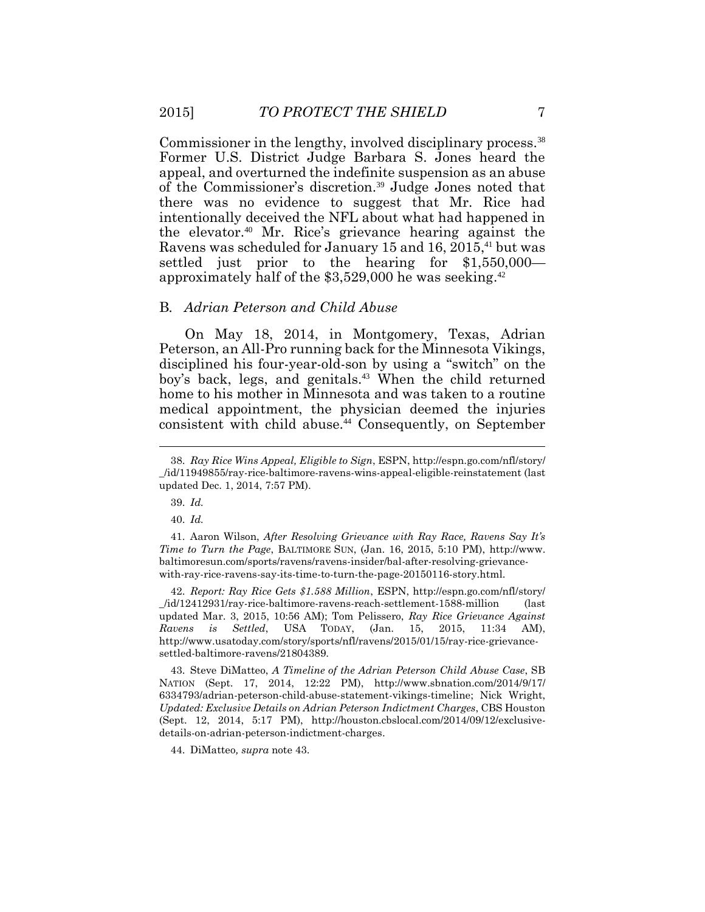Commissioner in the lengthy, involved disciplinary process.[38] Former U.S. District Judge Barbara S. Jones heard the appeal, and overturned the indefinite suspension as an abuse of the Commissioner's discretion.[39] Judge Jones noted that there was no evidence to suggest that Mr. Rice had intentionally deceived the NFL about what had happened in the elevator.[40] Mr. Rice's grievance hearing against the Ravens was scheduled for January 15 and 16, 2015,[41] but was settled just prior to the hearing for $1,550,000—approximately half of the $3,529,000 he was seeking.[42]

### B. *Adrian Peterson and Child Abuse*

On May 18, 2014, in Montgomery, Texas, Adrian Peterson, an All-Pro running back for the Minnesota Vikings, disciplined his four-year-old-son by using a "switch" on the boy's back, legs, and genitals.[43] When the child returned home to his mother in Minnesota and was taken to a routine medical appointment, the physician deemed the injuries consistent with child abuse.[44] Consequently, on September

---

38. *Ray Rice Wins Appeal, Eligible to Sign*, ESPN, http://espn.go.com/nfl/story/_/id/11949855/ray-rice-baltimore-ravens-wins-appeal-eligible-reinstatement (last updated Dec. 1, 2014, 7:57 PM).

39. *Id.*

40. *Id.*

41. Aaron Wilson, *After Resolving Grievance with Ray Race, Ravens Say It's Time to Turn the Page*, BALTIMORE SUN, (Jan. 16, 2015, 5:10 PM), http://www.baltimoresun.com/sports/ravens/ravens-insider/bal-after-resolving-grievance-with-ray-rice-ravens-say-its-time-to-turn-the-page-20150116-story.html.

42. *Report: Ray Rice Gets $1.588 Million*, ESPN, http://espn.go.com/nfl/story/_/id/12412931/ray-rice-baltimore-ravens-reach-settlement-1588-million (last updated Mar. 3, 2015, 10:56 AM); Tom Pelissero, *Ray Rice Grievance Against Ravens is Settled*, USA TODAY, (Jan. 15, 2015, 11:34 AM), http://www.usatoday.com/story/sports/nfl/ravens/2015/01/15/ray-rice-grievance-settled-baltimore-ravens/21804389.

43. Steve DiMatteo, *A Timeline of the Adrian Peterson Child Abuse Case*, SB NATION (Sept. 17, 2014, 12:22 PM), http://www.sbnation.com/2014/9/17/6334793/adrian-peterson-child-abuse-statement-vikings-timeline; Nick Wright, *Updated: Exclusive Details on Adrian Peterson Indictment Charges*, CBS Houston (Sept. 12, 2014, 5:17 PM), http://houston.cbslocal.com/2014/09/12/exclusive-details-on-adrian-peterson-indictment-charges.

44. DiMatteo*, supra* note 43.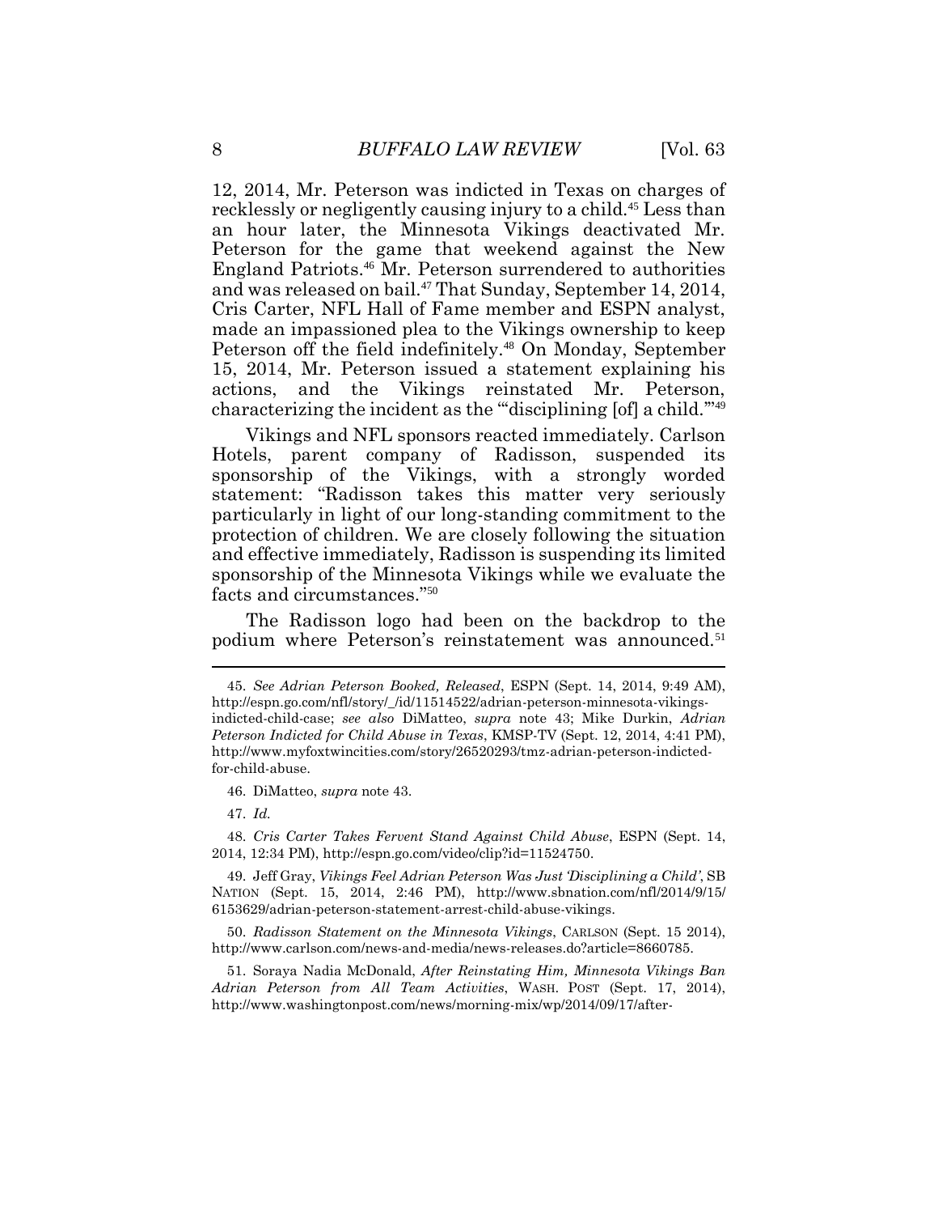12, 2014, Mr. Peterson was indicted in Texas on charges of recklessly or negligently causing injury to a child.[45] Less than an hour later, the Minnesota Vikings deactivated Mr. Peterson for the game that weekend against the New England Patriots.[46] Mr. Peterson surrendered to authorities and was released on bail.[47] That Sunday, September 14, 2014, Cris Carter, NFL Hall of Fame member and ESPN analyst, made an impassioned plea to the Vikings ownership to keep Peterson off the field indefinitely.[48] On Monday, September 15, 2014, Mr. Peterson issued a statement explaining his actions, and the Vikings reinstated Mr. Peterson, characterizing the incident as the "'disciplining [of] a child.'"[49]

Vikings and NFL sponsors reacted immediately. Carlson Hotels, parent company of Radisson, suspended its sponsorship of the Vikings, with a strongly worded statement: "Radisson takes this matter very seriously particularly in light of our long-standing commitment to the protection of children. We are closely following the situation and effective immediately, Radisson is suspending its limited sponsorship of the Minnesota Vikings while we evaluate the facts and circumstances."[50]

The Radisson logo had been on the backdrop to the podium where Peterson's reinstatement was announced.[51]

---

45. *See Adrian Peterson Booked, Released*, ESPN (Sept. 14, 2014, 9:49 AM), http://espn.go.com/nfl/story/_/id/11514522/adrian-peterson-minnesota-vikings-indicted-child-case; *see also* DiMatteo, *supra* note 43; Mike Durkin, *Adrian Peterson Indicted for Child Abuse in Texas*, KMSP-TV (Sept. 12, 2014, 4:41 PM), http://www.myfoxtwincities.com/story/26520293/tmz-adrian-peterson-indicted-for-child-abuse.

46. DiMatteo, *supra* note 43.

47. *Id.*

48. *Cris Carter Takes Fervent Stand Against Child Abuse*, ESPN (Sept. 14, 2014, 12:34 PM), http://espn.go.com/video/clip?id=11524750.

49. Jeff Gray, *Vikings Feel Adrian Peterson Was Just 'Disciplining a Child'*, SB NATION (Sept. 15, 2014, 2:46 PM), http://www.sbnation.com/nfl/2014/9/15/6153629/adrian-peterson-statement-arrest-child-abuse-vikings.

50. *Radisson Statement on the Minnesota Vikings*, CARLSON (Sept. 15 2014), http://www.carlson.com/news-and-media/news-releases.do?article=8660785.

51. Soraya Nadia McDonald, *After Reinstating Him, Minnesota Vikings Ban Adrian Peterson from All Team Activities*, WASH. POST (Sept. 17, 2014), http://www.washingtonpost.com/news/morning-mix/wp/2014/09/17/after-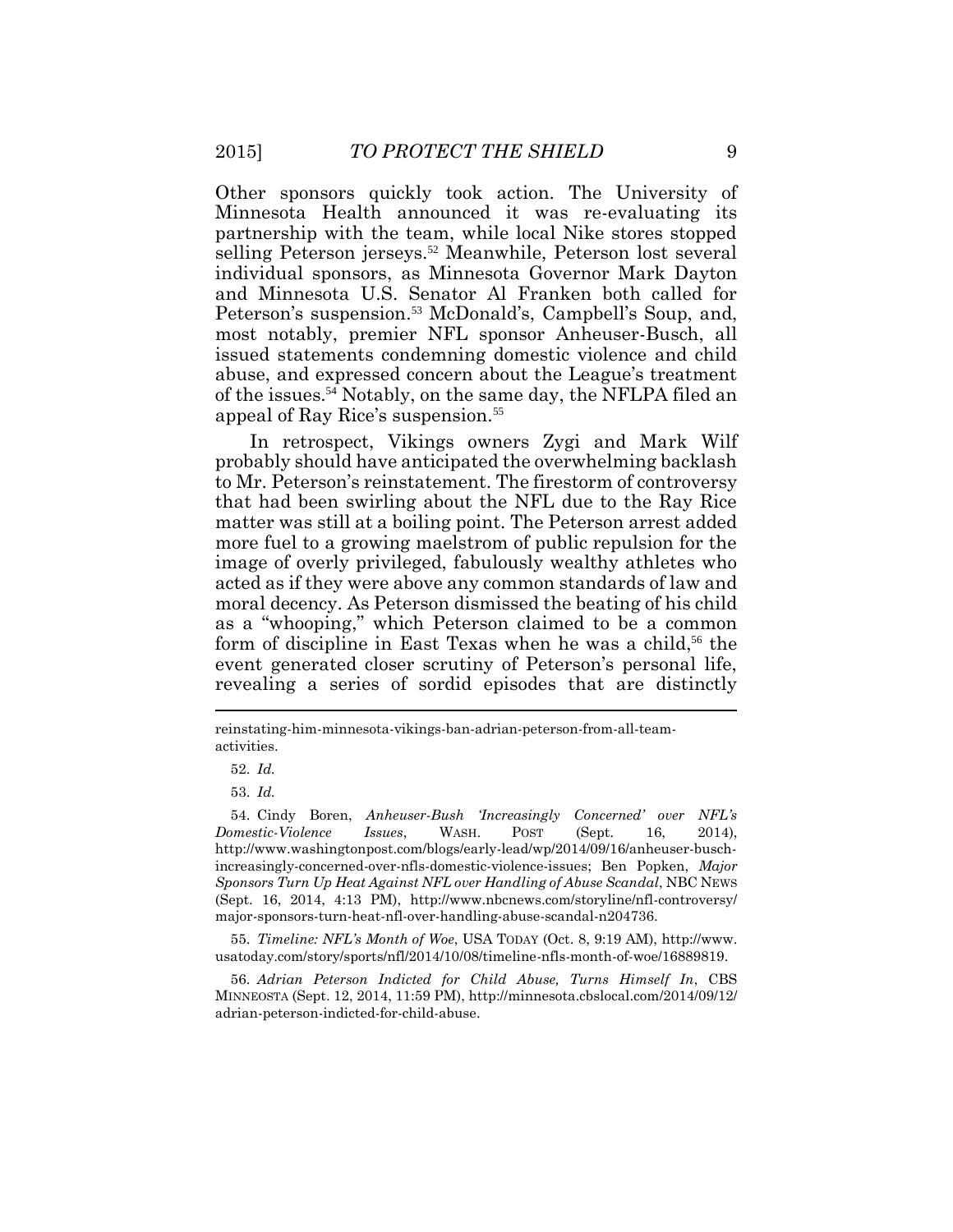Other sponsors quickly took action. The University of Minnesota Health announced it was re-evaluating its partnership with the team, while local Nike stores stopped selling Peterson jerseys.[52] Meanwhile, Peterson lost several individual sponsors, as Minnesota Governor Mark Dayton and Minnesota U.S. Senator Al Franken both called for Peterson's suspension.[53] McDonald's, Campbell's Soup, and, most notably, premier NFL sponsor Anheuser-Busch, all issued statements condemning domestic violence and child abuse, and expressed concern about the League's treatment of the issues.[54] Notably, on the same day, the NFLPA filed an appeal of Ray Rice's suspension.[55]

In retrospect, Vikings owners Zygi and Mark Wilf probably should have anticipated the overwhelming backlash to Mr. Peterson's reinstatement. The firestorm of controversy that had been swirling about the NFL due to the Ray Rice matter was still at a boiling point. The Peterson arrest added more fuel to a growing maelstrom of public repulsion for the image of overly privileged, fabulously wealthy athletes who acted as if they were above any common standards of law and moral decency. As Peterson dismissed the beating of his child as a "whooping," which Peterson claimed to be a common form of discipline in East Texas when he was a child,[56] the event generated closer scrutiny of Peterson's personal life, revealing a series of sordid episodes that are distinctly

---

reinstating-him-minnesota-vikings-ban-adrian-peterson-from-all-team-activities.

52. *Id.*

53. *Id.*

54. Cindy Boren, *Anheuser-Bush 'Increasingly Concerned' over NFL's Domestic-Violence Issues*, WASH. POST (Sept. 16, 2014), http://www.washingtonpost.com/blogs/early-lead/wp/2014/09/16/anheuser-busch-increasingly-concerned-over-nfls-domestic-violence-issues; Ben Popken, *Major Sponsors Turn Up Heat Against NFL over Handling of Abuse Scandal*, NBC NEWS (Sept. 16, 2014, 4:13 PM), http://www.nbcnews.com/storyline/nfl-controversy/major-sponsors-turn-heat-nfl-over-handling-abuse-scandal-n204736.

55. *Timeline: NFL's Month of Woe*, USA TODAY (Oct. 8, 9:19 AM), http://www.usatoday.com/story/sports/nfl/2014/10/08/timeline-nfls-month-of-woe/16889819.

56. *Adrian Peterson Indicted for Child Abuse, Turns Himself In*, CBS MINNEOSTA (Sept. 12, 2014, 11:59 PM), http://minnesota.cbslocal.com/2014/09/12/adrian-peterson-indicted-for-child-abuse.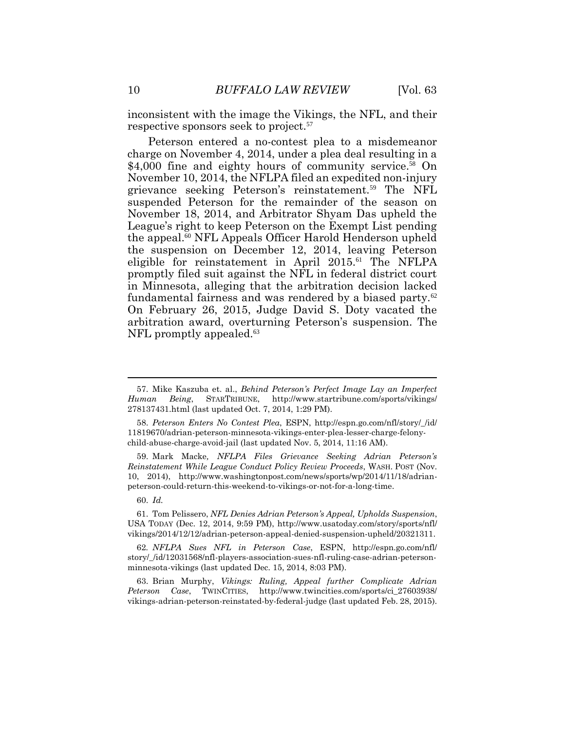inconsistent with the image the Vikings, the NFL, and their respective sponsors seek to project.[57]

Peterson entered a no-contest plea to a misdemeanor charge on November 4, 2014, under a plea deal resulting in a $4,000 fine and eighty hours of community service.[58] On November 10, 2014, the NFLPA filed an expedited non-injury grievance seeking Peterson's reinstatement.[59] The NFL suspended Peterson for the remainder of the season on November 18, 2014, and Arbitrator Shyam Das upheld the League's right to keep Peterson on the Exempt List pending the appeal.[60] NFL Appeals Officer Harold Henderson upheld the suspension on December 12, 2014, leaving Peterson eligible for reinstatement in April 2015.[61] The NFLPA promptly filed suit against the NFL in federal district court in Minnesota, alleging that the arbitration decision lacked fundamental fairness and was rendered by a biased party.[62] On February 26, 2015, Judge David S. Doty vacated the arbitration award, overturning Peterson's suspension. The NFL promptly appealed.[63]

---

57. Mike Kaszuba et. al., *Behind Peterson's Perfect Image Lay an Imperfect Human Being*, STARTRIBUNE, http://www.startribune.com/sports/vikings/278137431.html (last updated Oct. 7, 2014, 1:29 PM).

58. *Peterson Enters No Contest Plea*, ESPN, http://espn.go.com/nfl/story/_/id/11819670/adrian-peterson-minnesota-vikings-enter-plea-lesser-charge-felony-child-abuse-charge-avoid-jail (last updated Nov. 5, 2014, 11:16 AM).

59. Mark Macke*, NFLPA Files Grievance Seeking Adrian Peterson's Reinstatement While League Conduct Policy Review Proceeds*, WASH. POST (Nov. 10, 2014), http://www.washingtonpost.com/news/sports/wp/2014/11/18/adrian-peterson-could-return-this-weekend-to-vikings-or-not-for-a-long-time.

60. *Id.*

61. Tom Pelissero, *NFL Denies Adrian Peterson's Appeal, Upholds Suspension*, USA TODAY (Dec. 12, 2014, 9:59 PM), http://www.usatoday.com/story/sports/nfl/vikings/2014/12/12/adrian-peterson-appeal-denied-suspension-upheld/20321311.

62. *NFLPA Sues NFL in Peterson Case*, ESPN, http://espn.go.com/nfl/story/_/id/12031568/nfl-players-association-sues-nfl-ruling-case-adrian-peterson-minnesota-vikings (last updated Dec. 15, 2014, 8:03 PM).

63. Brian Murphy, *Vikings: Ruling, Appeal further Complicate Adrian Peterson Case*, TWINCITIES, http://www.twincities.com/sports/ci_27603938/vikings-adrian-peterson-reinstated-by-federal-judge (last updated Feb. 28, 2015).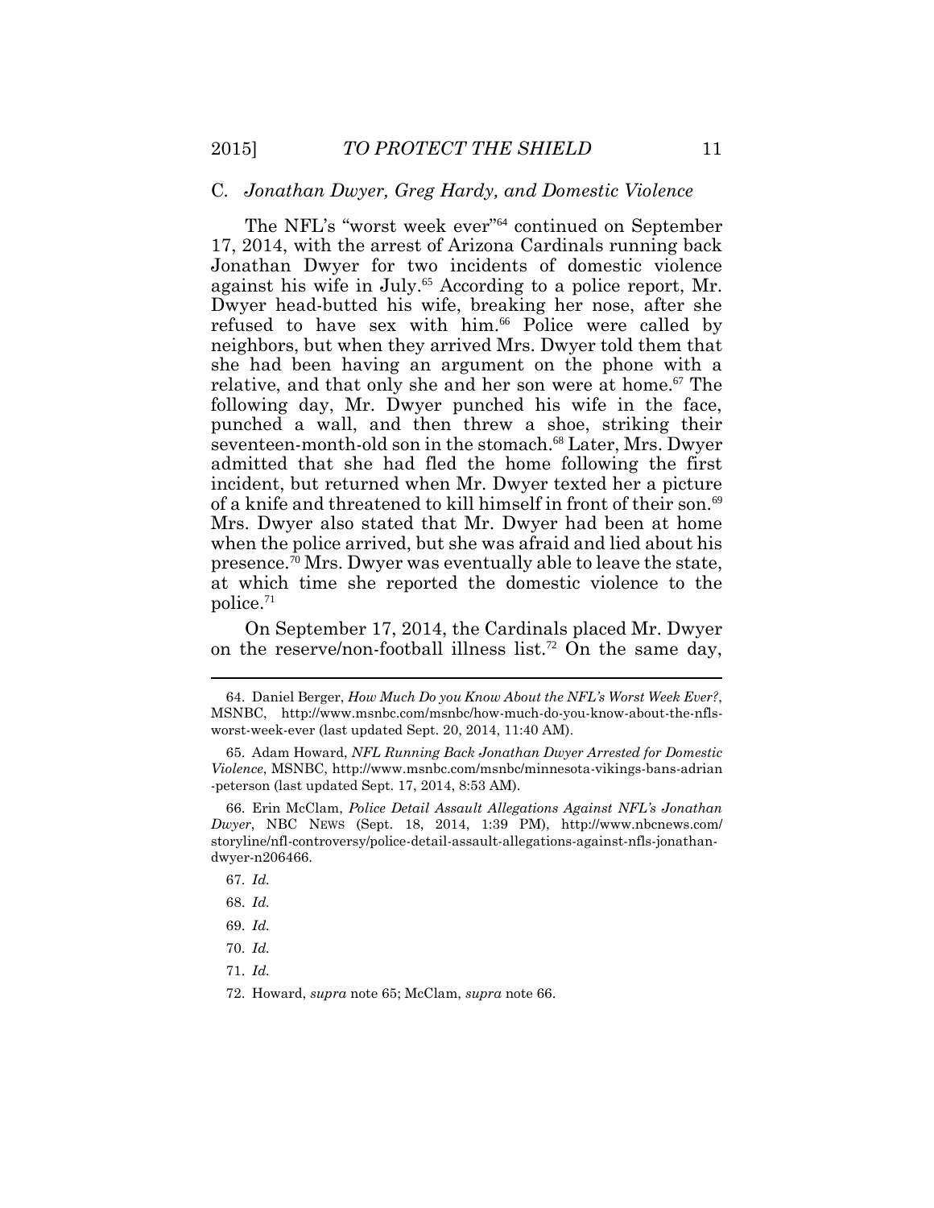### C. *Jonathan Dwyer, Greg Hardy, and Domestic Violence*

The NFL's "worst week ever"[64] continued on September 17, 2014, with the arrest of Arizona Cardinals running back Jonathan Dwyer for two incidents of domestic violence against his wife in July.[65] According to a police report, Mr. Dwyer head-butted his wife, breaking her nose, after she refused to have sex with him.[66] Police were called by neighbors, but when they arrived Mrs. Dwyer told them that she had been having an argument on the phone with a relative, and that only she and her son were at home.[67] The following day, Mr. Dwyer punched his wife in the face, punched a wall, and then threw a shoe, striking their seventeen-month-old son in the stomach.[68] Later, Mrs. Dwyer admitted that she had fled the home following the first incident, but returned when Mr. Dwyer texted her a picture of a knife and threatened to kill himself in front of their son.[69] Mrs. Dwyer also stated that Mr. Dwyer had been at home when the police arrived, but she was afraid and lied about his presence.[70] Mrs. Dwyer was eventually able to leave the state, at which time she reported the domestic violence to the police.[71]

On September 17, 2014, the Cardinals placed Mr. Dwyer on the reserve/non-football illness list.[72] On the same day,

---

64. Daniel Berger, *How Much Do you Know About the NFL's Worst Week Ever?*, MSNBC, http://www.msnbc.com/msnbc/how-much-do-you-know-about-the-nfls-worst-week-ever (last updated Sept. 20, 2014, 11:40 AM).

65. Adam Howard, *NFL Running Back Jonathan Dwyer Arrested for Domestic Violence*, MSNBC, http://www.msnbc.com/msnbc/minnesota-vikings-bans-adrian-peterson (last updated Sept. 17, 2014, 8:53 AM).

66. Erin McClam, *Police Detail Assault Allegations Against NFL's Jonathan Dwyer*, NBC NEWS (Sept. 18, 2014, 1:39 PM), http://www.nbcnews.com/storyline/nfl-controversy/police-detail-assault-allegations-against-nfls-jonathan-dwyer-n206466.

67. *Id.*

68. *Id.*

69. *Id.*

70. *Id.*

71. *Id.*

72. Howard, *supra* note 65; McClam, *supra* note 66.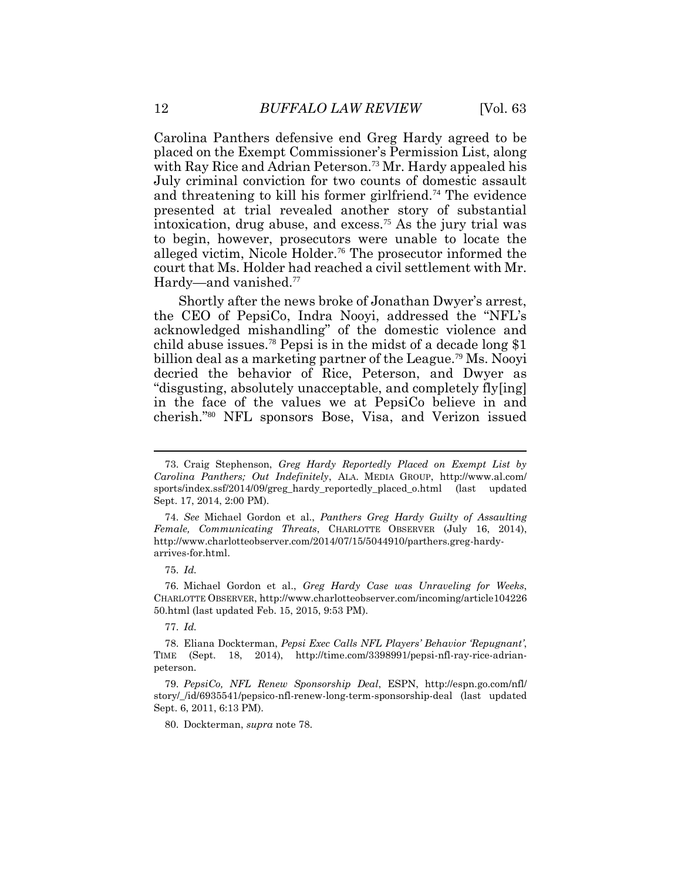Carolina Panthers defensive end Greg Hardy agreed to be placed on the Exempt Commissioner's Permission List, along with Ray Rice and Adrian Peterson.[73] Mr. Hardy appealed his July criminal conviction for two counts of domestic assault and threatening to kill his former girlfriend.[74] The evidence presented at trial revealed another story of substantial intoxication, drug abuse, and excess.[75] As the jury trial was to begin, however, prosecutors were unable to locate the alleged victim, Nicole Holder.[76] The prosecutor informed the court that Ms. Holder had reached a civil settlement with Mr. Hardy—and vanished.[77]

Shortly after the news broke of Jonathan Dwyer's arrest, the CEO of PepsiCo, Indra Nooyi, addressed the "NFL's acknowledged mishandling" of the domestic violence and child abuse issues.[78] Pepsi is in the midst of a decade long $1 billion deal as a marketing partner of the League.[79] Ms. Nooyi decried the behavior of Rice, Peterson, and Dwyer as "disgusting, absolutely unacceptable, and completely fly[ing] in the face of the values we at PepsiCo believe in and cherish."[80] NFL sponsors Bose, Visa, and Verizon issued

---

73. Craig Stephenson, *Greg Hardy Reportedly Placed on Exempt List by Carolina Panthers; Out Indefinitely*, ALA. MEDIA GROUP, http://www.al.com/sports/index.ssf/2014/09/greg_hardy_reportedly_placed_o.html (last updated Sept. 17, 2014, 2:00 PM).

74. *See* Michael Gordon et al., *Panthers Greg Hardy Guilty of Assaulting Female, Communicating Threats*, CHARLOTTE OBSERVER (July 16, 2014), http://www.charlotteobserver.com/2014/07/15/5044910/parthers.greg-hardy-arrives-for.html.

75. *Id.*

76. Michael Gordon et al., *Greg Hardy Case was Unraveling for Weeks*, CHARLOTTE OBSERVER, http://www.charlotteobserver.com/incoming/article10422650.html (last updated Feb. 15, 2015, 9:53 PM).

77. *Id.*

78. Eliana Dockterman, *Pepsi Exec Calls NFL Players' Behavior 'Repugnant'*, TIME (Sept. 18, 2014), http://time.com/3398991/pepsi-nfl-ray-rice-adrian-peterson.

79. *PepsiCo, NFL Renew Sponsorship Deal*, ESPN, http://espn.go.com/nfl/story/_/id/6935541/pepsico-nfl-renew-long-term-sponsorship-deal (last updated Sept. 6, 2011, 6:13 PM).

80. Dockterman, *supra* note 78.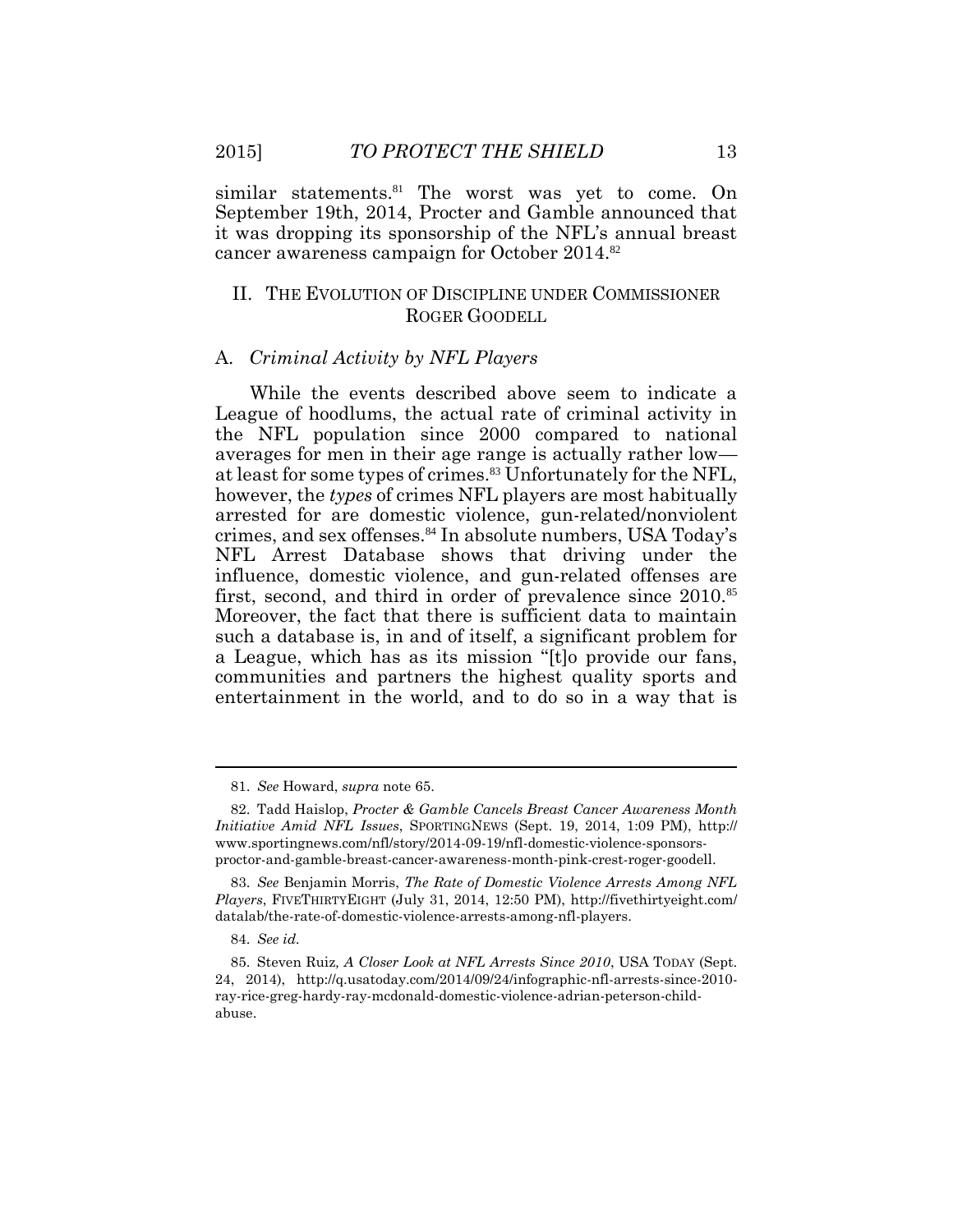similar statements.[81] The worst was yet to come. On September 19th, 2014, Procter and Gamble announced that it was dropping its sponsorship of the NFL's annual breast cancer awareness campaign for October 2014.[82]

## II. THE EVOLUTION OF DISCIPLINE UNDER COMMISSIONER ROGER GOODELL

### A. *Criminal Activity by NFL Players*

While the events described above seem to indicate a League of hoodlums, the actual rate of criminal activity in the NFL population since 2000 compared to national averages for men in their age range is actually rather low—at least for some types of crimes.[83] Unfortunately for the NFL, however, the *types* of crimes NFL players are most habitually arrested for are domestic violence, gun-related/nonviolent crimes, and sex offenses.[84] In absolute numbers, USA Today's NFL Arrest Database shows that driving under the influence, domestic violence, and gun-related offenses are first, second, and third in order of prevalence since 2010.[85] Moreover, the fact that there is sufficient data to maintain such a database is, in and of itself, a significant problem for a League, which has as its mission "[t]o provide our fans, communities and partners the highest quality sports and entertainment in the world, and to do so in a way that is

---

81. *See* Howard, *supra* note 65.

82. Tadd Haislop, *Procter & Gamble Cancels Breast Cancer Awareness Month Initiative Amid NFL Issues*, SPORTINGNEWS (Sept. 19, 2014, 1:09 PM), http://www.sportingnews.com/nfl/story/2014-09-19/nfl-domestic-violence-sponsors-proctor-and-gamble-breast-cancer-awareness-month-pink-crest-roger-goodell.

83. *See* Benjamin Morris, *The Rate of Domestic Violence Arrests Among NFL Players*, FIVETHIRTYEIGHT (July 31, 2014, 12:50 PM), http://fivethirtyeight.com/datalab/the-rate-of-domestic-violence-arrests-among-nfl-players.

84. *See id.*

85. Steven Ruiz, *A Closer Look at NFL Arrests Since 2010*, USA TODAY (Sept. 24, 2014), http://q.usatoday.com/2014/09/24/infographic-nfl-arrests-since-2010-ray-rice-greg-hardy-ray-mcdonald-domestic-violence-adrian-peterson-child-abuse.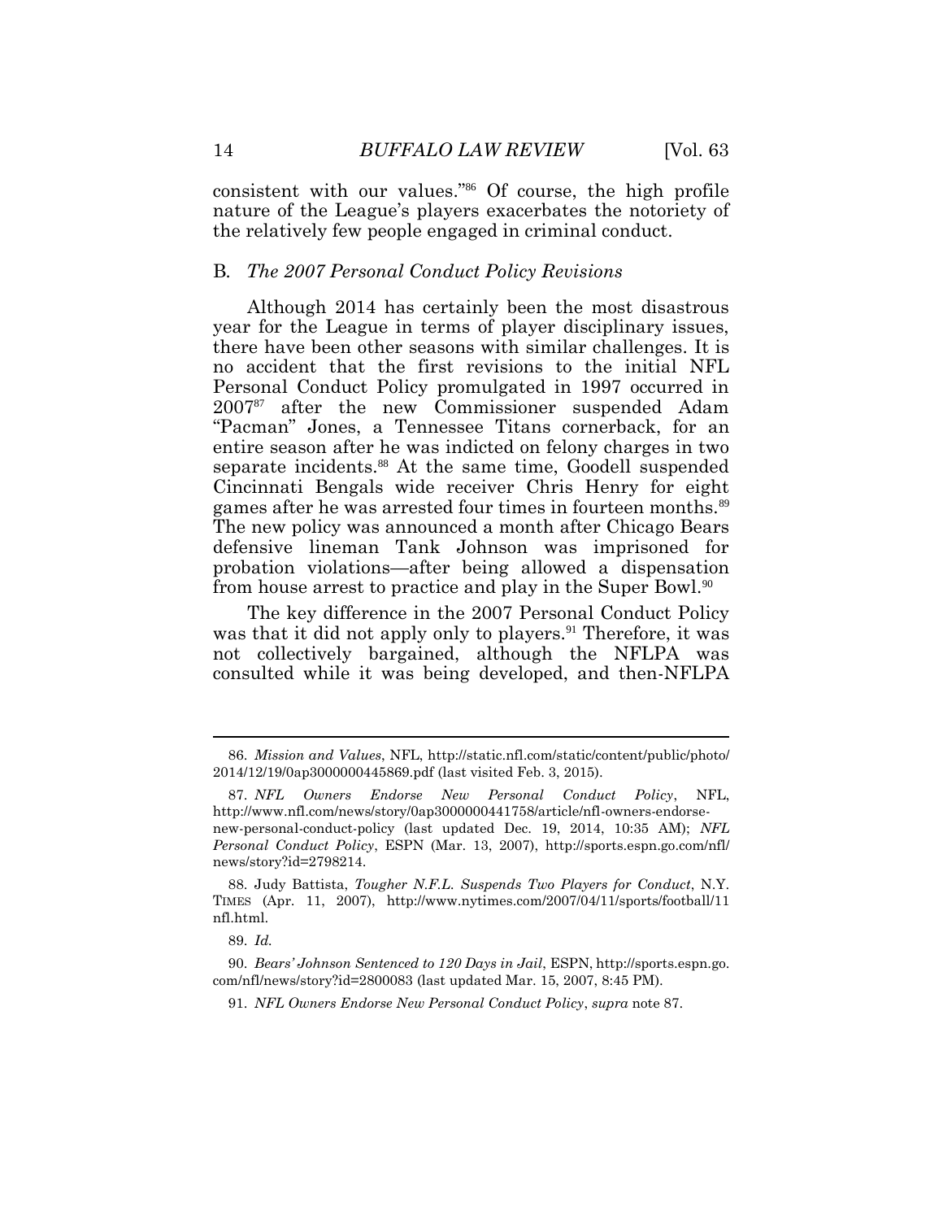consistent with our values."[86] Of course, the high profile nature of the League's players exacerbates the notoriety of the relatively few people engaged in criminal conduct.

### B. *The 2007 Personal Conduct Policy Revisions*

Although 2014 has certainly been the most disastrous year for the League in terms of player disciplinary issues, there have been other seasons with similar challenges. It is no accident that the first revisions to the initial NFL Personal Conduct Policy promulgated in 1997 occurred in 2007[87] after the new Commissioner suspended Adam "Pacman" Jones, a Tennessee Titans cornerback, for an entire season after he was indicted on felony charges in two separate incidents.[88] At the same time, Goodell suspended Cincinnati Bengals wide receiver Chris Henry for eight games after he was arrested four times in fourteen months.[89] The new policy was announced a month after Chicago Bears defensive lineman Tank Johnson was imprisoned for probation violations—after being allowed a dispensation from house arrest to practice and play in the Super Bowl.[90]

The key difference in the 2007 Personal Conduct Policy was that it did not apply only to players.[91] Therefore, it was not collectively bargained, although the NFLPA was consulted while it was being developed, and then-NFLPA

---

86. *Mission and Values*, NFL, http://static.nfl.com/static/content/public/photo/2014/12/19/0ap3000000445869.pdf (last visited Feb. 3, 2015).

87. *NFL Owners Endorse New Personal Conduct Policy*, NFL, http://www.nfl.com/news/story/0ap3000000441758/article/nfl-owners-endorse-new-personal-conduct-policy (last updated Dec. 19, 2014, 10:35 AM); *NFL Personal Conduct Policy*, ESPN (Mar. 13, 2007), http://sports.espn.go.com/nfl/news/story?id=2798214.

88. Judy Battista, *Tougher N.F.L. Suspends Two Players for Conduct*, N.Y. TIMES (Apr. 11, 2007), http://www.nytimes.com/2007/04/11/sports/football/11nfl.html.

89. *Id.*

90. *Bears' Johnson Sentenced to 120 Days in Jail*, ESPN, http://sports.espn.go.com/nfl/news/story?id=2800083 (last updated Mar. 15, 2007, 8:45 PM).

91. *NFL Owners Endorse New Personal Conduct Policy*, *supra* note 87.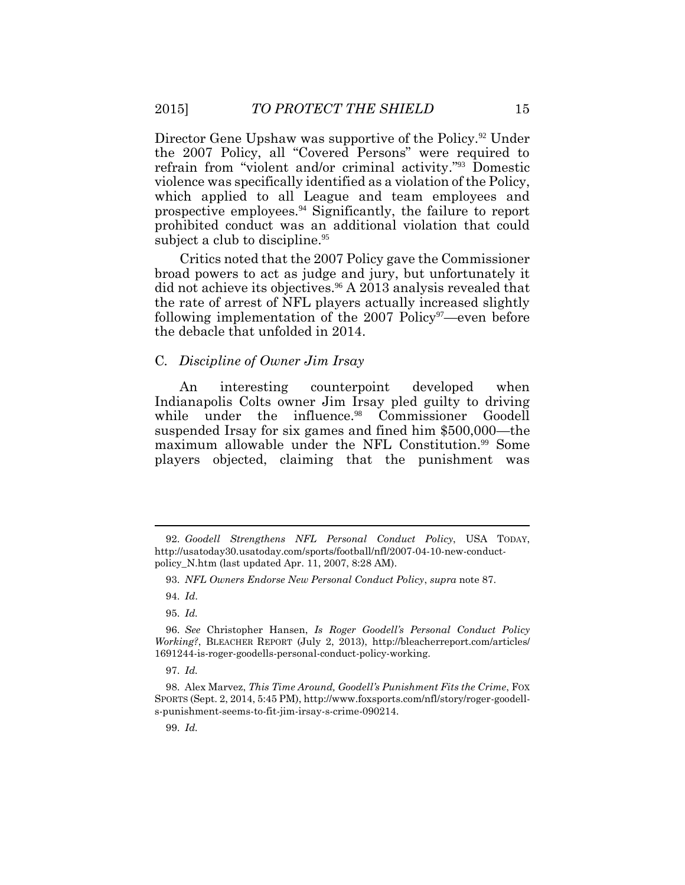Director Gene Upshaw was supportive of the Policy.[92] Under the 2007 Policy, all "Covered Persons" were required to refrain from "violent and/or criminal activity."[93] Domestic violence was specifically identified as a violation of the Policy, which applied to all League and team employees and prospective employees.[94] Significantly, the failure to report prohibited conduct was an additional violation that could subject a club to discipline.[95]

Critics noted that the 2007 Policy gave the Commissioner broad powers to act as judge and jury, but unfortunately it did not achieve its objectives.[96] A 2013 analysis revealed that the rate of arrest of NFL players actually increased slightly following implementation of the 2007 Policy[97]—even before the debacle that unfolded in 2014.

### C. *Discipline of Owner Jim Irsay*

An interesting counterpoint developed when Indianapolis Colts owner Jim Irsay pled guilty to driving while under the influence.[98] Commissioner Goodell suspended Irsay for six games and fined him $500,000—the maximum allowable under the NFL Constitution.[99] Some players objected, claiming that the punishment was

---

92. *Goodell Strengthens NFL Personal Conduct Policy*, USA TODAY, http://usatoday30.usatoday.com/sports/football/nfl/2007-04-10-new-conduct-policy_N.htm (last updated Apr. 11, 2007, 8:28 AM).

93. *NFL Owners Endorse New Personal Conduct Policy*, *supra* note 87.

94. *Id*.

95. *Id.*

96. *See* Christopher Hansen, *Is Roger Goodell's Personal Conduct Policy Working?*, BLEACHER REPORT (July 2, 2013), http://bleacherreport.com/articles/1691244-is-roger-goodells-personal-conduct-policy-working.

97. *Id.*

98. Alex Marvez, *This Time Around, Goodell's Punishment Fits the Crime*, FOX SPORTS (Sept. 2, 2014, 5:45 PM), http://www.foxsports.com/nfl/story/roger-goodell-s-punishment-seems-to-fit-jim-irsay-s-crime-090214.

99. *Id.*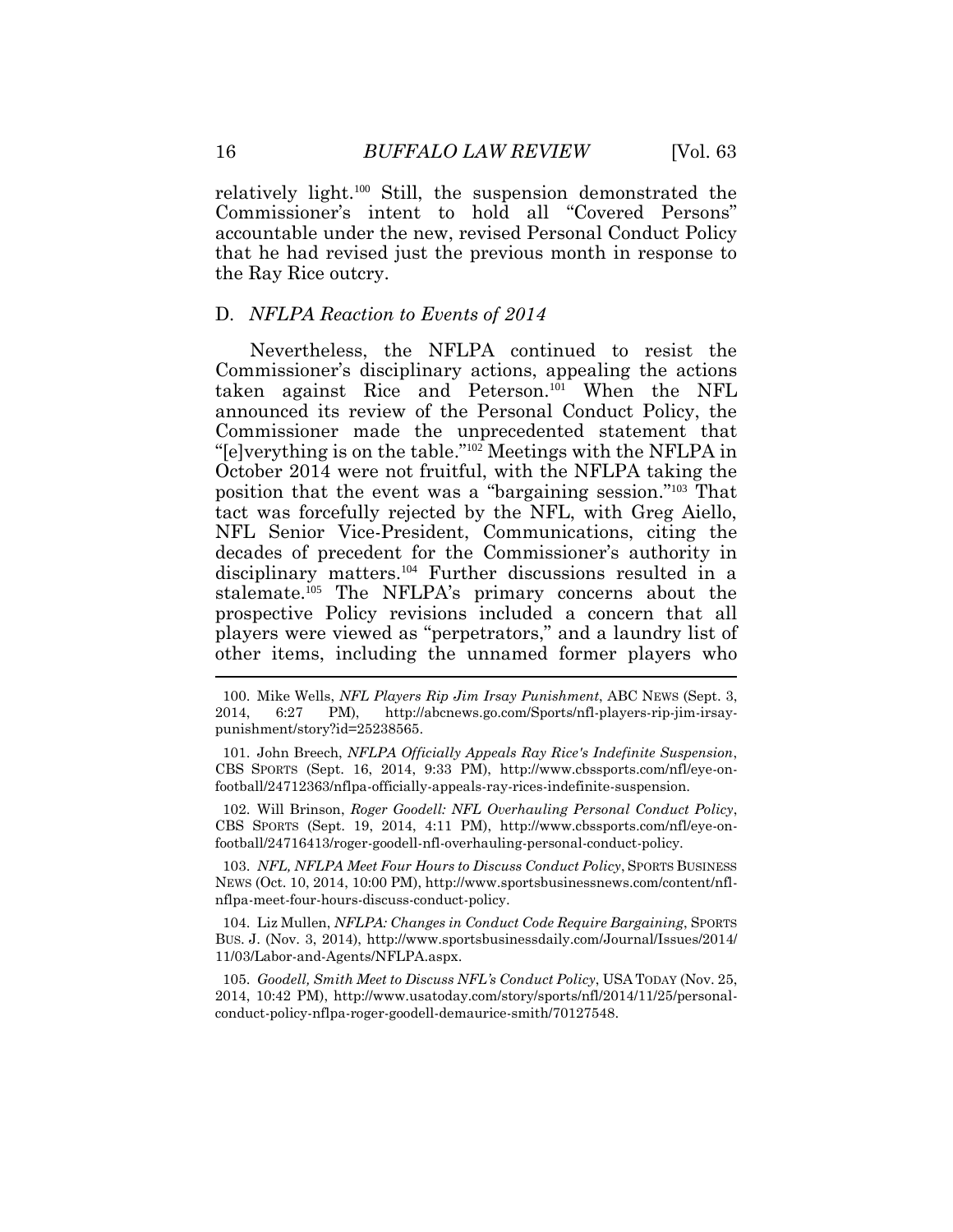relatively light.[100] Still, the suspension demonstrated the Commissioner's intent to hold all "Covered Persons" accountable under the new, revised Personal Conduct Policy that he had revised just the previous month in response to the Ray Rice outcry.

### D. *NFLPA Reaction to Events of 2014*

Nevertheless, the NFLPA continued to resist the Commissioner's disciplinary actions, appealing the actions taken against Rice and Peterson.[101] When the NFL announced its review of the Personal Conduct Policy, the Commissioner made the unprecedented statement that "[e]verything is on the table."[102] Meetings with the NFLPA in October 2014 were not fruitful, with the NFLPA taking the position that the event was a "bargaining session."[103] That tact was forcefully rejected by the NFL, with Greg Aiello, NFL Senior Vice-President, Communications, citing the decades of precedent for the Commissioner's authority in disciplinary matters.[104] Further discussions resulted in a stalemate.[105] The NFLPA's primary concerns about the prospective Policy revisions included a concern that all players were viewed as "perpetrators," and a laundry list of other items, including the unnamed former players who

---

100. Mike Wells, *NFL Players Rip Jim Irsay Punishment*, ABC NEWS (Sept. 3, 2014, 6:27 PM), http://abcnews.go.com/Sports/nfl-players-rip-jim-irsay-punishment/story?id=25238565.

101. John Breech, *NFLPA Officially Appeals Ray Rice's Indefinite Suspension*, CBS SPORTS (Sept. 16, 2014, 9:33 PM), http://www.cbssports.com/nfl/eye-on-football/24712363/nflpa-officially-appeals-ray-rices-indefinite-suspension.

102. Will Brinson, *Roger Goodell: NFL Overhauling Personal Conduct Policy*, CBS SPORTS (Sept. 19, 2014, 4:11 PM), http://www.cbssports.com/nfl/eye-on-football/24716413/roger-goodell-nfl-overhauling-personal-conduct-policy.

103. *NFL, NFLPA Meet Four Hours to Discuss Conduct Policy*, SPORTS BUSINESS NEWS (Oct. 10, 2014, 10:00 PM), http://www.sportsbusinessnews.com/content/nfl-nflpa-meet-four-hours-discuss-conduct-policy.

104. Liz Mullen, *NFLPA: Changes in Conduct Code Require Bargaining*, SPORTS BUS. J. (Nov. 3, 2014), http://www.sportsbusinessdaily.com/Journal/Issues/2014/11/03/Labor-and-Agents/NFLPA.aspx.

105. *Goodell, Smith Meet to Discuss NFL's Conduct Policy*, USA TODAY (Nov. 25, 2014, 10:42 PM), http://www.usatoday.com/story/sports/nfl/2014/11/25/personal-conduct-policy-nflpa-roger-goodell-demaurice-smith/70127548.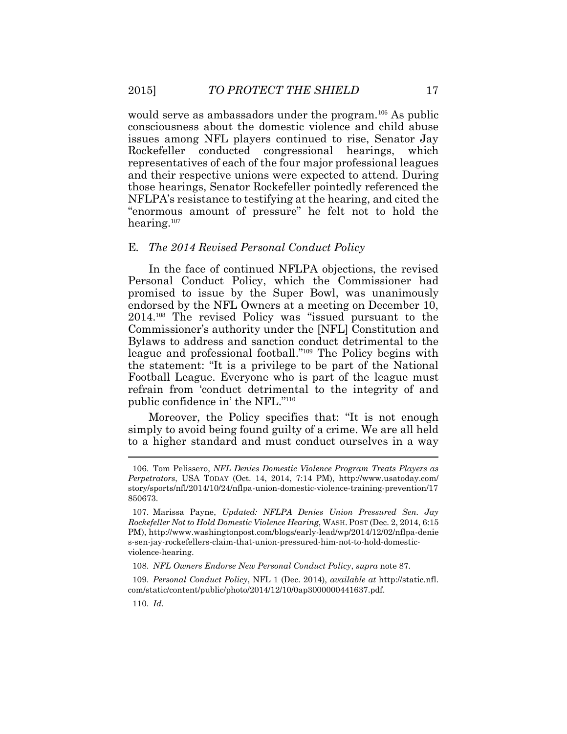would serve as ambassadors under the program.[106] As public consciousness about the domestic violence and child abuse issues among NFL players continued to rise, Senator Jay Rockefeller conducted congressional hearings, which representatives of each of the four major professional leagues and their respective unions were expected to attend. During those hearings, Senator Rockefeller pointedly referenced the NFLPA's resistance to testifying at the hearing, and cited the "enormous amount of pressure" he felt not to hold the hearing.[107]

### E. *The 2014 Revised Personal Conduct Policy*

In the face of continued NFLPA objections, the revised Personal Conduct Policy, which the Commissioner had promised to issue by the Super Bowl, was unanimously endorsed by the NFL Owners at a meeting on December 10, 2014.[108] The revised Policy was "issued pursuant to the Commissioner's authority under the [NFL] Constitution and Bylaws to address and sanction conduct detrimental to the league and professional football."[109] The Policy begins with the statement: "It is a privilege to be part of the National Football League. Everyone who is part of the league must refrain from 'conduct detrimental to the integrity of and public confidence in' the NFL."[110]

Moreover, the Policy specifies that: "It is not enough simply to avoid being found guilty of a crime. We are all held to a higher standard and must conduct ourselves in a way

---

106. Tom Pelissero, *NFL Denies Domestic Violence Program Treats Players as Perpetrators*, USA TODAY (Oct. 14, 2014, 7:14 PM), http://www.usatoday.com/story/sports/nfl/2014/10/24/nflpa-union-domestic-violence-training-prevention/17850673.

107. Marissa Payne, *Updated: NFLPA Denies Union Pressured Sen. Jay Rockefeller Not to Hold Domestic Violence Hearing*, WASH. POST (Dec. 2, 2014, 6:15 PM), http://www.washingtonpost.com/blogs/early-lead/wp/2014/12/02/nflpa-denies-sen-jay-rockefellers-claim-that-union-pressured-him-not-to-hold-domestic-violence-hearing.

108. *NFL Owners Endorse New Personal Conduct Policy*, *supra* note 87.

109. *Personal Conduct Policy*, NFL 1 (Dec. 2014), *available at* http://static.nfl.com/static/content/public/photo/2014/12/10/0ap3000000441637.pdf.

110. *Id.*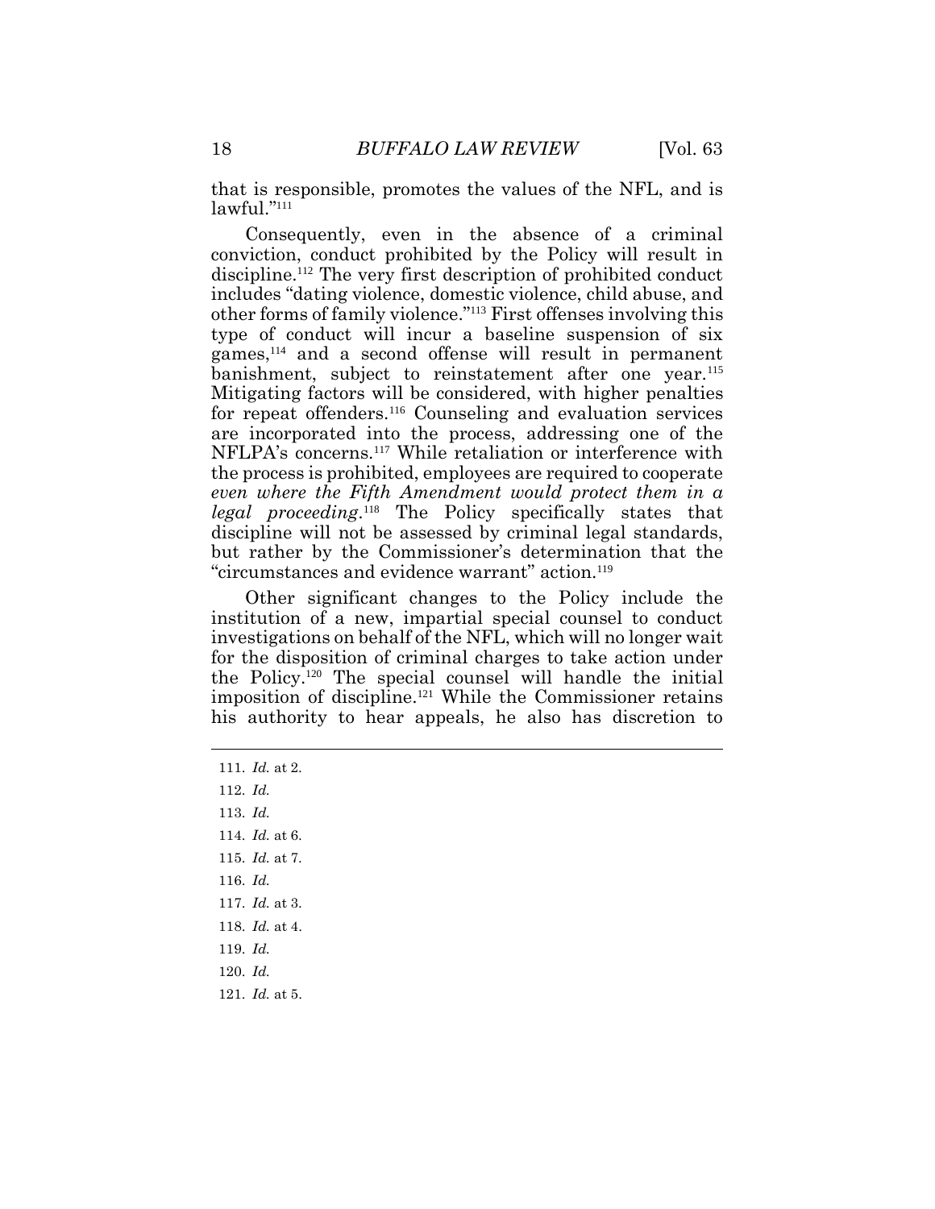that is responsible, promotes the values of the NFL, and is lawful."[111]

Consequently, even in the absence of a criminal conviction, conduct prohibited by the Policy will result in discipline.[112] The very first description of prohibited conduct includes "dating violence, domestic violence, child abuse, and other forms of family violence."[113] First offenses involving this type of conduct will incur a baseline suspension of six games,[114] and a second offense will result in permanent banishment, subject to reinstatement after one year.[115] Mitigating factors will be considered, with higher penalties for repeat offenders.[116] Counseling and evaluation services are incorporated into the process, addressing one of the NFLPA's concerns.[117] While retaliation or interference with the process is prohibited, employees are required to cooperate *even where the Fifth Amendment would protect them in a legal proceeding*.[118] The Policy specifically states that discipline will not be assessed by criminal legal standards, but rather by the Commissioner's determination that the "circumstances and evidence warrant" action.[119]

Other significant changes to the Policy include the institution of a new, impartial special counsel to conduct investigations on behalf of the NFL, which will no longer wait for the disposition of criminal charges to take action under the Policy.[120] The special counsel will handle the initial imposition of discipline.[121] While the Commissioner retains his authority to hear appeals, he also has discretion to

---

111. *Id.* at 2.

112. *Id.*

113. *Id.*

114. *Id.* at 6.

115. *Id.* at 7.

116. *Id.*

117. *Id.* at 3.

118. *Id.* at 4.

119. *Id.*

120. *Id.*

121. *Id.* at 5.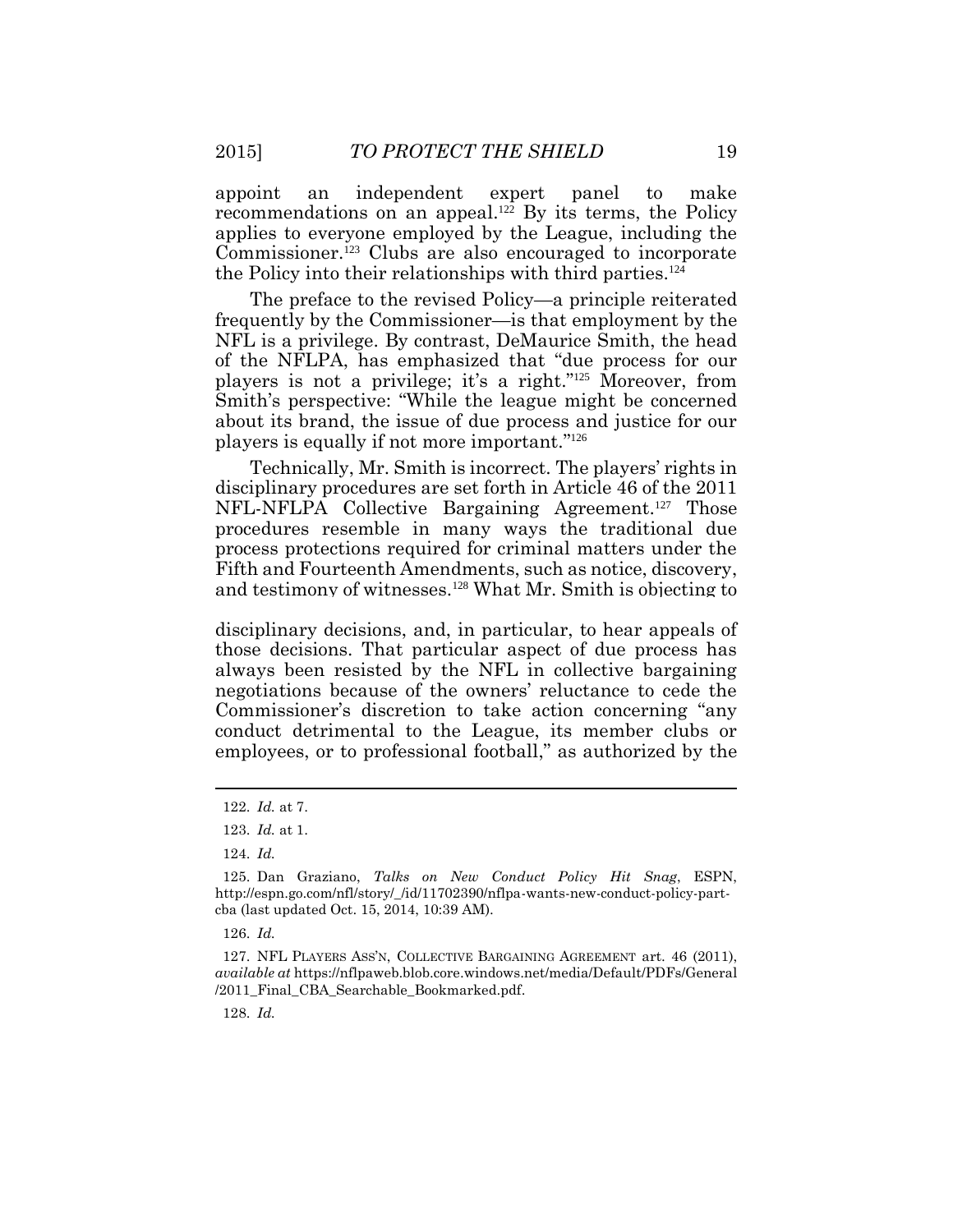appoint an independent expert panel to make recommendations on an appeal.[122] By its terms, the Policy applies to everyone employed by the League, including the Commissioner.[123] Clubs are also encouraged to incorporate the Policy into their relationships with third parties.[124]

The preface to the revised Policy—a principle reiterated frequently by the Commissioner—is that employment by the NFL is a privilege. By contrast, DeMaurice Smith, the head of the NFLPA, has emphasized that "due process for our players is not a privilege; it's a right."[125] Moreover, from Smith's perspective: "While the league might be concerned about its brand, the issue of due process and justice for our players is equally if not more important."[126]

Technically, Mr. Smith is incorrect. The players' rights in disciplinary procedures are set forth in Article 46 of the 2011 NFL-NFLPA Collective Bargaining Agreement.[127] Those procedures resemble in many ways the traditional due process protections required for criminal matters under the Fifth and Fourteenth Amendments, such as notice, discovery, and testimony of witnesses.[128] What Mr. Smith is objecting to

disciplinary decisions, and, in particular, to hear appeals of those decisions. That particular aspect of due process has always been resisted by the NFL in collective bargaining negotiations because of the owners' reluctance to cede the Commissioner's discretion to take action concerning "any conduct detrimental to the League, its member clubs or employees, or to professional football," as authorized by the

---

122. *Id.* at 7.

123. *Id.* at 1.

124. *Id.*

125. Dan Graziano, *Talks on New Conduct Policy Hit Snag*, ESPN, http://espn.go.com/nfl/story/_/id/11702390/nflpa-wants-new-conduct-policy-part-cba (last updated Oct. 15, 2014, 10:39 AM).

126. *Id.*

127. NFL PLAYERS ASS'N, COLLECTIVE BARGAINING AGREEMENT art. 46 (2011), *available at* https://nflpaweb.blob.core.windows.net/media/Default/PDFs/General/2011_Final_CBA_Searchable_Bookmarked.pdf.

128. *Id.*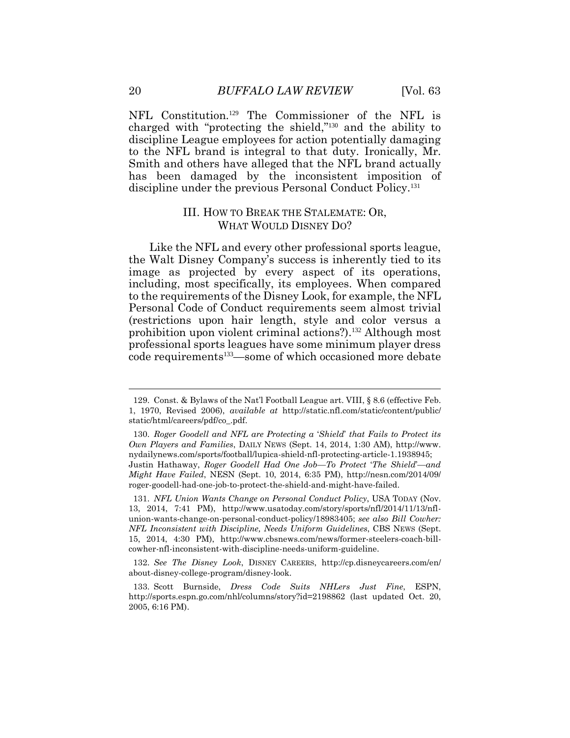NFL Constitution.[129] The Commissioner of the NFL is charged with "protecting the shield,"[130] and the ability to discipline League employees for action potentially damaging to the NFL brand is integral to that duty. Ironically, Mr. Smith and others have alleged that the NFL brand actually has been damaged by the inconsistent imposition of discipline under the previous Personal Conduct Policy.[131]

## III. HOW TO BREAK THE STALEMATE: OR, WHAT WOULD DISNEY DO?

Like the NFL and every other professional sports league, the Walt Disney Company's success is inherently tied to its image as projected by every aspect of its operations, including, most specifically, its employees. When compared to the requirements of the Disney Look, for example, the NFL Personal Code of Conduct requirements seem almost trivial (restrictions upon hair length, style and color versus a prohibition upon violent criminal actions?).[132] Although most professional sports leagues have some minimum player dress code requirements[133]—some of which occasioned more debate

---

129. Const. & Bylaws of the Nat'l Football League art. VIII, § 8.6 (effective Feb. 1, 1970, Revised 2006), *available at* http://static.nfl.com/static/content/public/static/html/careers/pdf/co_.pdf.

130. *Roger Goodell and NFL are Protecting a 'Shield' that Fails to Protect its Own Players and Families*, DAILY NEWS (Sept. 14, 2014, 1:30 AM), http://www.nydailynews.com/sports/football/lupica-shield-nfl-protecting-article-1.1938945; Justin Hathaway, *Roger Goodell Had One Job—To Protect 'The Shield'—and Might Have Failed*, NESN (Sept. 10, 2014, 6:35 PM), http://nesn.com/2014/09/roger-goodell-had-one-job-to-protect-the-shield-and-might-have-failed.

131. *NFL Union Wants Change on Personal Conduct Policy*, USA TODAY (Nov. 13, 2014, 7:41 PM), http://www.usatoday.com/story/sports/nfl/2014/11/13/nfl-union-wants-change-on-personal-conduct-policy/18983405; *see also Bill Cowher: NFL Inconsistent with Discipline, Needs Uniform Guidelines*, CBS NEWS (Sept. 15, 2014, 4:30 PM), http://www.cbsnews.com/news/former-steelers-coach-bill-cowher-nfl-inconsistent-with-discipline-needs-uniform-guideline.

132. *See The Disney Look*, DISNEY CAREERS, http://cp.disneycareers.com/en/about-disney-college-program/disney-look.

133. Scott Burnside, *Dress Code Suits NHLers Just Fine*, ESPN, http://sports.espn.go.com/nhl/columns/story?id=2198862 (last updated Oct. 20, 2005, 6:16 PM).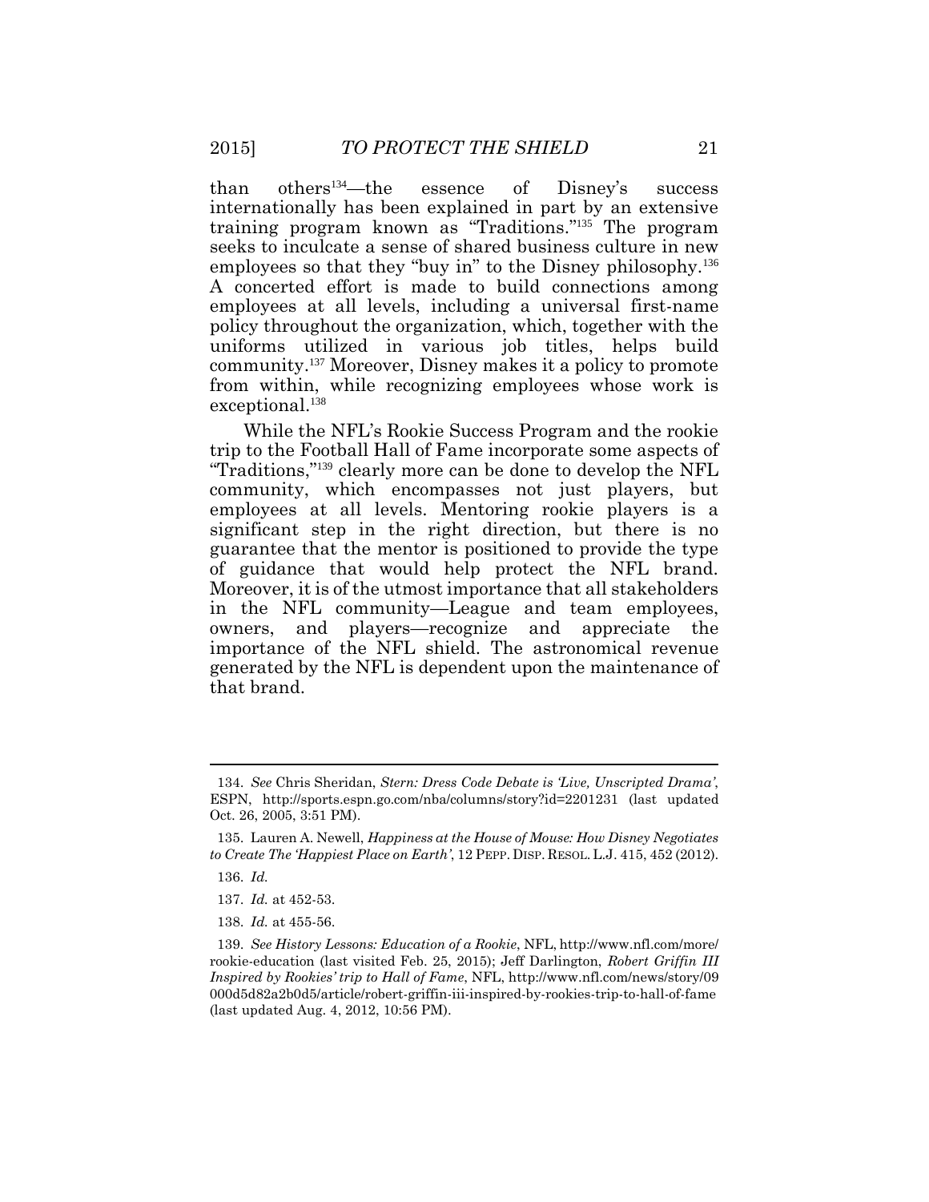than others[134]—the essence of Disney's success internationally has been explained in part by an extensive training program known as "Traditions."[135] The program seeks to inculcate a sense of shared business culture in new employees so that they "buy in" to the Disney philosophy.[136] A concerted effort is made to build connections among employees at all levels, including a universal first-name policy throughout the organization, which, together with the uniforms utilized in various job titles, helps build community.[137] Moreover, Disney makes it a policy to promote from within, while recognizing employees whose work is exceptional.[138]

While the NFL's Rookie Success Program and the rookie trip to the Football Hall of Fame incorporate some aspects of "Traditions,"[139] clearly more can be done to develop the NFL community, which encompasses not just players, but employees at all levels. Mentoring rookie players is a significant step in the right direction, but there is no guarantee that the mentor is positioned to provide the type of guidance that would help protect the NFL brand. Moreover, it is of the utmost importance that all stakeholders in the NFL community—League and team employees, owners, and players—recognize and appreciate the importance of the NFL shield. The astronomical revenue generated by the NFL is dependent upon the maintenance of that brand.

---

134. *See* Chris Sheridan, *Stern: Dress Code Debate is 'Live, Unscripted Drama'*, ESPN, http://sports.espn.go.com/nba/columns/story?id=2201231 (last updated Oct. 26, 2005, 3:51 PM).

135. Lauren A. Newell, *Happiness at the House of Mouse: How Disney Negotiates to Create The 'Happiest Place on Earth'*, 12 PEPP. DISP. RESOL. L.J. 415, 452 (2012).

136. *Id.*

137. *Id.* at 452-53.

138. *Id.* at 455-56.

139. *See History Lessons: Education of a Rookie*, NFL, http://www.nfl.com/more/rookie-education (last visited Feb. 25, 2015); Jeff Darlington, *Robert Griffin III Inspired by Rookies' trip to Hall of Fame*, NFL, http://www.nfl.com/news/story/09000d5d82a2b0d5/article/robert-griffin-iii-inspired-by-rookies-trip-to-hall-of-fame (last updated Aug. 4, 2012, 10:56 PM).